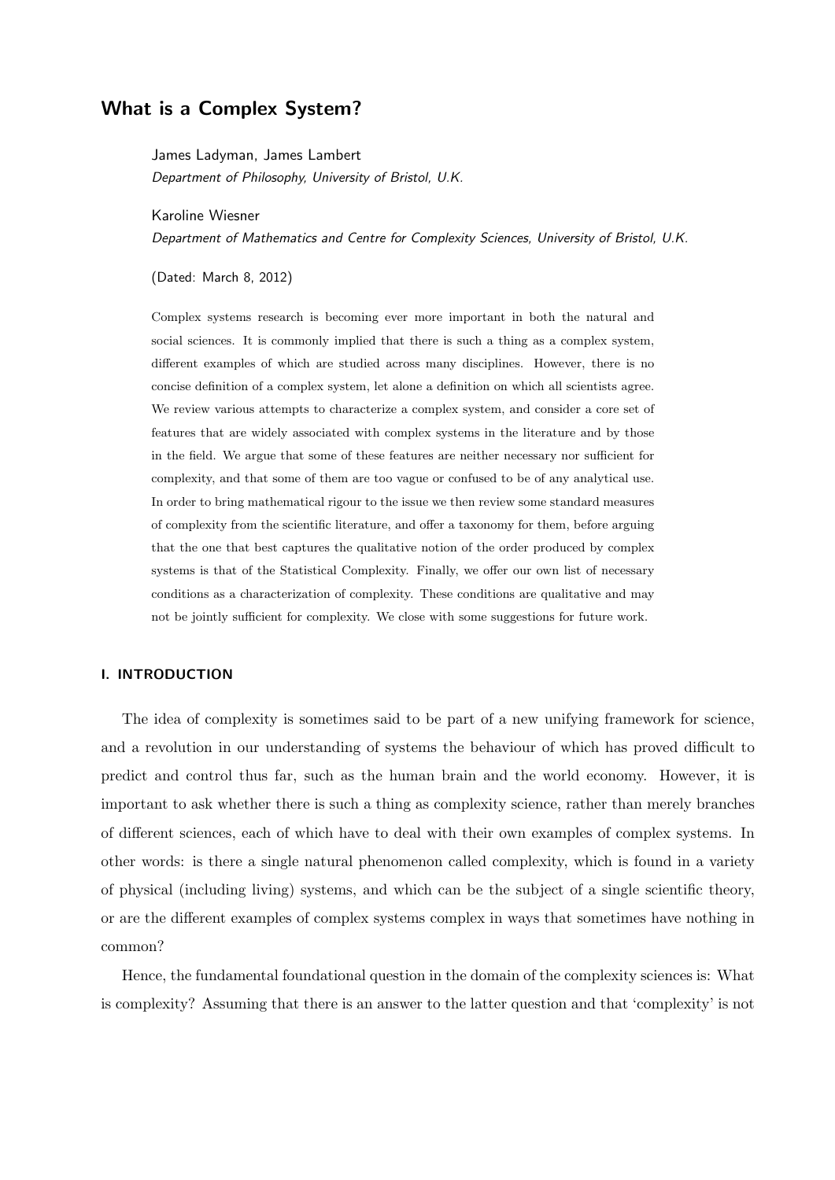# What is a Complex System?

James Ladyman, James Lambert

*Department of Philosophy, University of Bristol, U.K.*

Karoline Wiesner

*Department of Mathematics and Centre for Complexity Sciences, University of Bristol, U.K.*

(Dated: March 8, 2012)

Complex systems research is becoming ever more important in both the natural and social sciences. It is commonly implied that there is such a thing as a complex system, different examples of which are studied across many disciplines. However, there is no concise definition of a complex system, let alone a definition on which all scientists agree. We review various attempts to characterize a complex system, and consider a core set of features that are widely associated with complex systems in the literature and by those in the field. We argue that some of these features are neither necessary nor sufficient for complexity, and that some of them are too vague or confused to be of any analytical use. In order to bring mathematical rigour to the issue we then review some standard measures of complexity from the scientific literature, and offer a taxonomy for them, before arguing that the one that best captures the qualitative notion of the order produced by complex systems is that of the Statistical Complexity. Finally, we offer our own list of necessary conditions as a characterization of complexity. These conditions are qualitative and may not be jointly sufficient for complexity. We close with some suggestions for future work.

## I. INTRODUCTION

The idea of complexity is sometimes said to be part of a new unifying framework for science, and a revolution in our understanding of systems the behaviour of which has proved difficult to predict and control thus far, such as the human brain and the world economy. However, it is important to ask whether there is such a thing as complexity science, rather than merely branches of different sciences, each of which have to deal with their own examples of complex systems. In other words: is there a single natural phenomenon called complexity, which is found in a variety of physical (including living) systems, and which can be the subject of a single scientific theory, or are the different examples of complex systems complex in ways that sometimes have nothing in common?

Hence, the fundamental foundational question in the domain of the complexity sciences is: What is complexity? Assuming that there is an answer to the latter question and that 'complexity' is not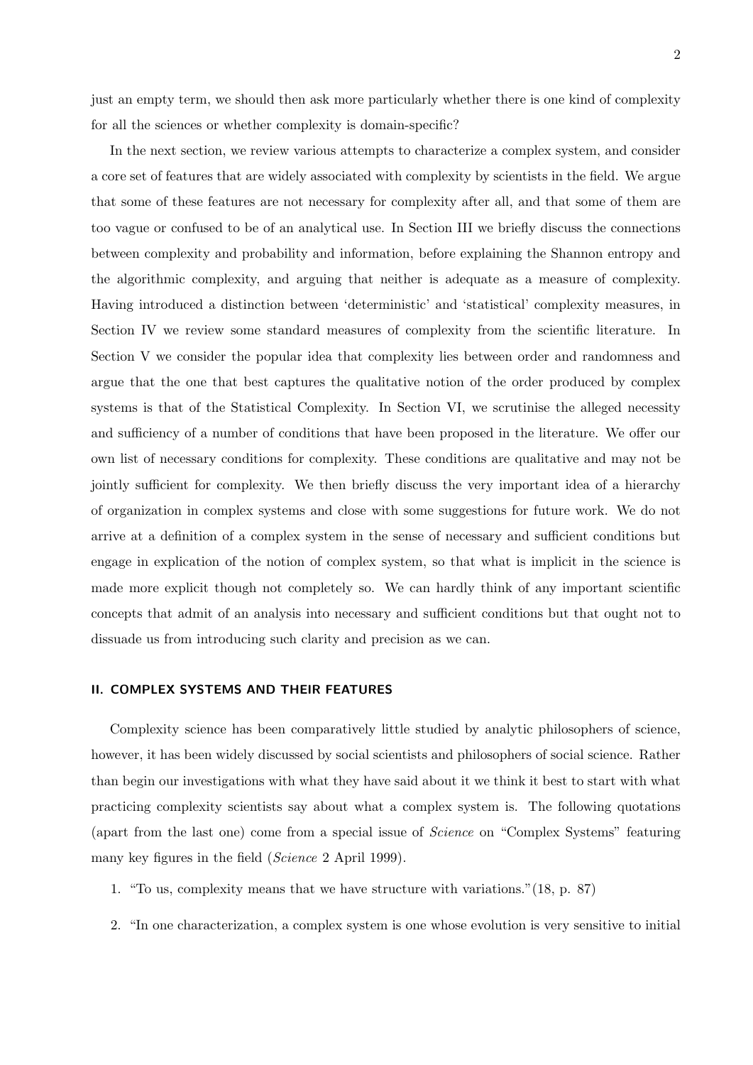just an empty term, we should then ask more particularly whether there is one kind of complexity for all the sciences or whether complexity is domain-specific?

In the next section, we review various attempts to characterize a complex system, and consider a core set of features that are widely associated with complexity by scientists in the field. We argue that some of these features are not necessary for complexity after all, and that some of them are too vague or confused to be of an analytical use. In Section III we briefly discuss the connections between complexity and probability and information, before explaining the Shannon entropy and the algorithmic complexity, and arguing that neither is adequate as a measure of complexity. Having introduced a distinction between 'deterministic' and 'statistical' complexity measures, in Section IV we review some standard measures of complexity from the scientific literature. In Section V we consider the popular idea that complexity lies between order and randomness and argue that the one that best captures the qualitative notion of the order produced by complex systems is that of the Statistical Complexity. In Section VI, we scrutinise the alleged necessity and sufficiency of a number of conditions that have been proposed in the literature. We offer our own list of necessary conditions for complexity. These conditions are qualitative and may not be jointly sufficient for complexity. We then briefly discuss the very important idea of a hierarchy of organization in complex systems and close with some suggestions for future work. We do not arrive at a definition of a complex system in the sense of necessary and sufficient conditions but engage in explication of the notion of complex system, so that what is implicit in the science is made more explicit though not completely so. We can hardly think of any important scientific concepts that admit of an analysis into necessary and sufficient conditions but that ought not to dissuade us from introducing such clarity and precision as we can.

## II. COMPLEX SYSTEMS AND THEIR FEATURES

Complexity science has been comparatively little studied by analytic philosophers of science, however, it has been widely discussed by social scientists and philosophers of social science. Rather than begin our investigations with what they have said about it we think it best to start with what practicing complexity scientists say about what a complex system is. The following quotations (apart from the last one) come from a special issue of *Science* on "Complex Systems" featuring many key figures in the field (*Science* 2 April 1999).

1. "To us, complexity means that we have structure with variations."(18, p. 87)

2. "In one characterization, a complex system is one whose evolution is very sensitive to initial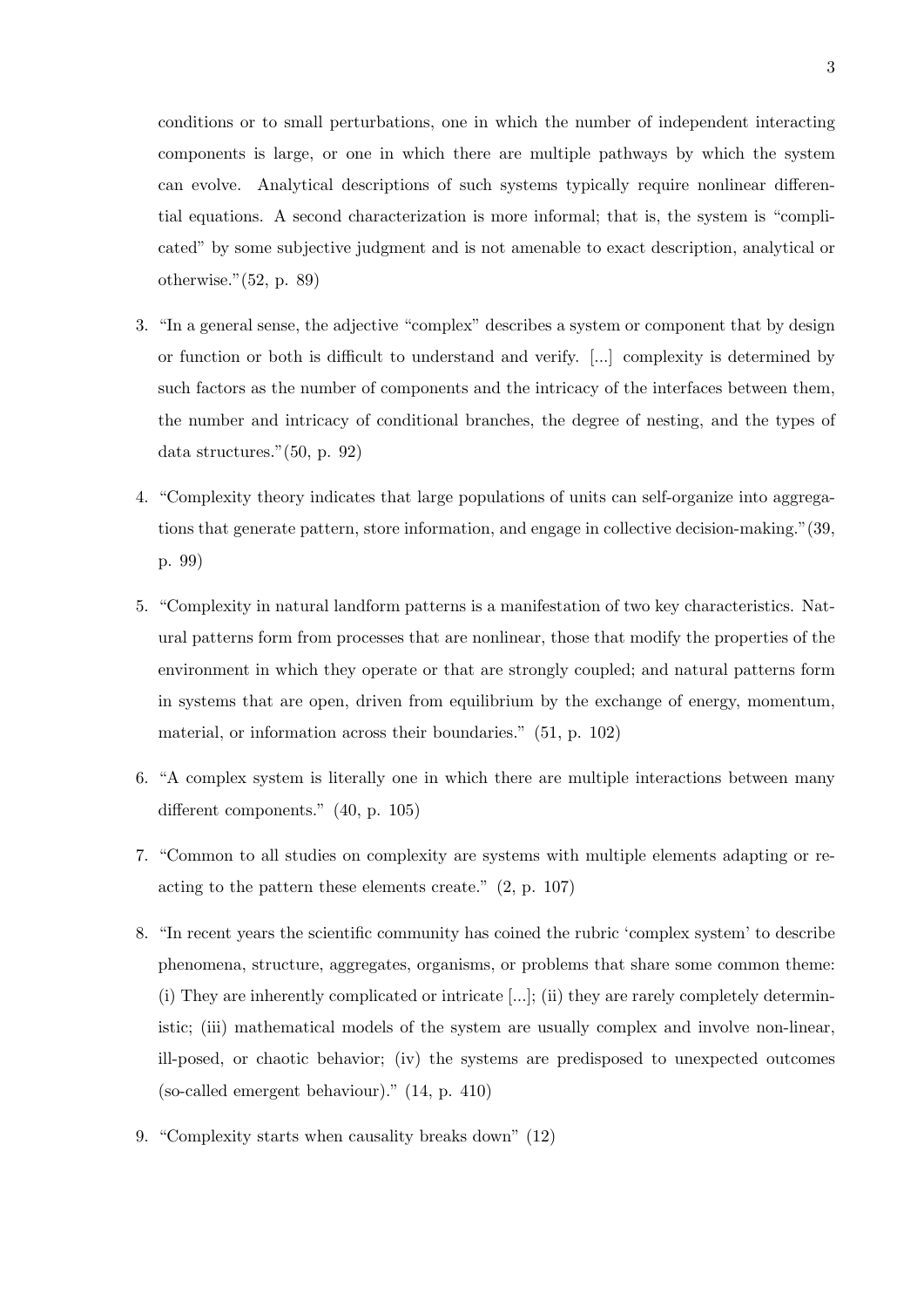conditions or to small perturbations, one in which the number of independent interacting components is large, or one in which there are multiple pathways by which the system can evolve. Analytical descriptions of such systems typically require nonlinear differential equations. A second characterization is more informal; that is, the system is "complicated" by some subjective judgment and is not amenable to exact description, analytical or otherwise."(52, p. 89)

3. "In a general sense, the adjective "complex" describes a system or component that by design or function or both is difficult to understand and verify. [...] complexity is determined by such factors as the number of components and the intricacy of the interfaces between them, the number and intricacy of conditional branches, the degree of nesting, and the types of data structures."(50, p. 92)

4. "Complexity theory indicates that large populations of units can self-organize into aggregations that generate pattern, store information, and engage in collective decision-making."(39, p. 99)

5. "Complexity in natural landform patterns is a manifestation of two key characteristics. Natural patterns form from processes that are nonlinear, those that modify the properties of the environment in which they operate or that are strongly coupled; and natural patterns form in systems that are open, driven from equilibrium by the exchange of energy, momentum, material, or information across their boundaries." (51, p. 102)

6. "A complex system is literally one in which there are multiple interactions between many different components." (40, p. 105)

7. "Common to all studies on complexity are systems with multiple elements adapting or reacting to the pattern these elements create." (2, p. 107)

8. "In recent years the scientific community has coined the rubric 'complex system' to describe phenomena, structure, aggregates, organisms, or problems that share some common theme: (i) They are inherently complicated or intricate [...]; (ii) they are rarely completely deterministic; (iii) mathematical models of the system are usually complex and involve non-linear, ill-posed, or chaotic behavior; (iv) the systems are predisposed to unexpected outcomes (so-called emergent behaviour)." (14, p. 410)

9. "Complexity starts when causality breaks down" (12)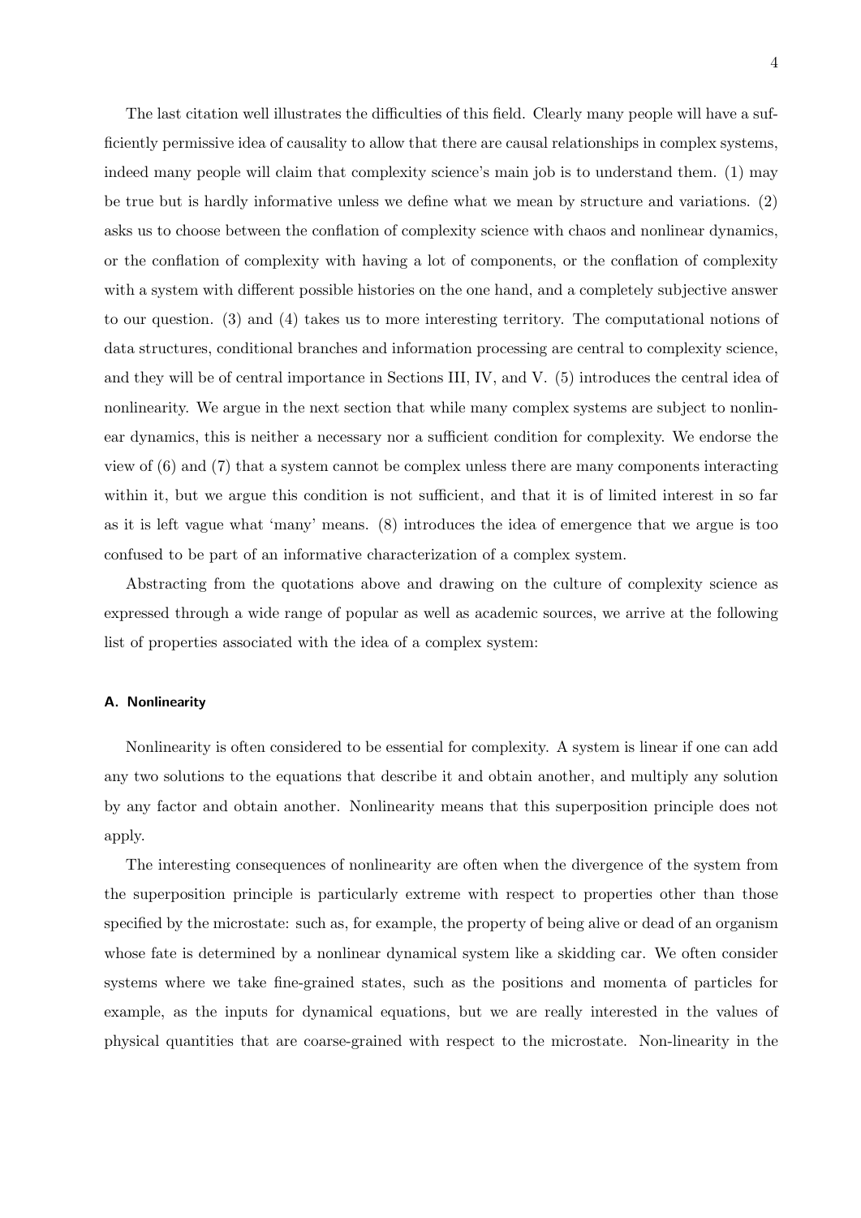The last citation well illustrates the difficulties of this field. Clearly many people will have a sufficiently permissive idea of causality to allow that there are causal relationships in complex systems, indeed many people will claim that complexity science's main job is to understand them. (1) may be true but is hardly informative unless we define what we mean by structure and variations. (2) asks us to choose between the conflation of complexity science with chaos and nonlinear dynamics, or the conflation of complexity with having a lot of components, or the conflation of complexity with a system with different possible histories on the one hand, and a completely subjective answer to our question. (3) and (4) takes us to more interesting territory. The computational notions of data structures, conditional branches and information processing are central to complexity science, and they will be of central importance in Sections III, IV, and V. (5) introduces the central idea of nonlinearity. We argue in the next section that while many complex systems are subject to nonlinear dynamics, this is neither a necessary nor a sufficient condition for complexity. We endorse the view of (6) and (7) that a system cannot be complex unless there are many components interacting within it, but we argue this condition is not sufficient, and that it is of limited interest in so far as it is left vague what 'many' means. (8) introduces the idea of emergence that we argue is too confused to be part of an informative characterization of a complex system.

Abstracting from the quotations above and drawing on the culture of complexity science as expressed through a wide range of popular as well as academic sources, we arrive at the following list of properties associated with the idea of a complex system:

### A. Nonlinearity

Nonlinearity is often considered to be essential for complexity. A system is linear if one can add any two solutions to the equations that describe it and obtain another, and multiply any solution by any factor and obtain another. Nonlinearity means that this superposition principle does not apply.

The interesting consequences of nonlinearity are often when the divergence of the system from the superposition principle is particularly extreme with respect to properties other than those specified by the microstate: such as, for example, the property of being alive or dead of an organism whose fate is determined by a nonlinear dynamical system like a skidding car. We often consider systems where we take fine-grained states, such as the positions and momenta of particles for example, as the inputs for dynamical equations, but we are really interested in the values of physical quantities that are coarse-grained with respect to the microstate. Non-linearity in the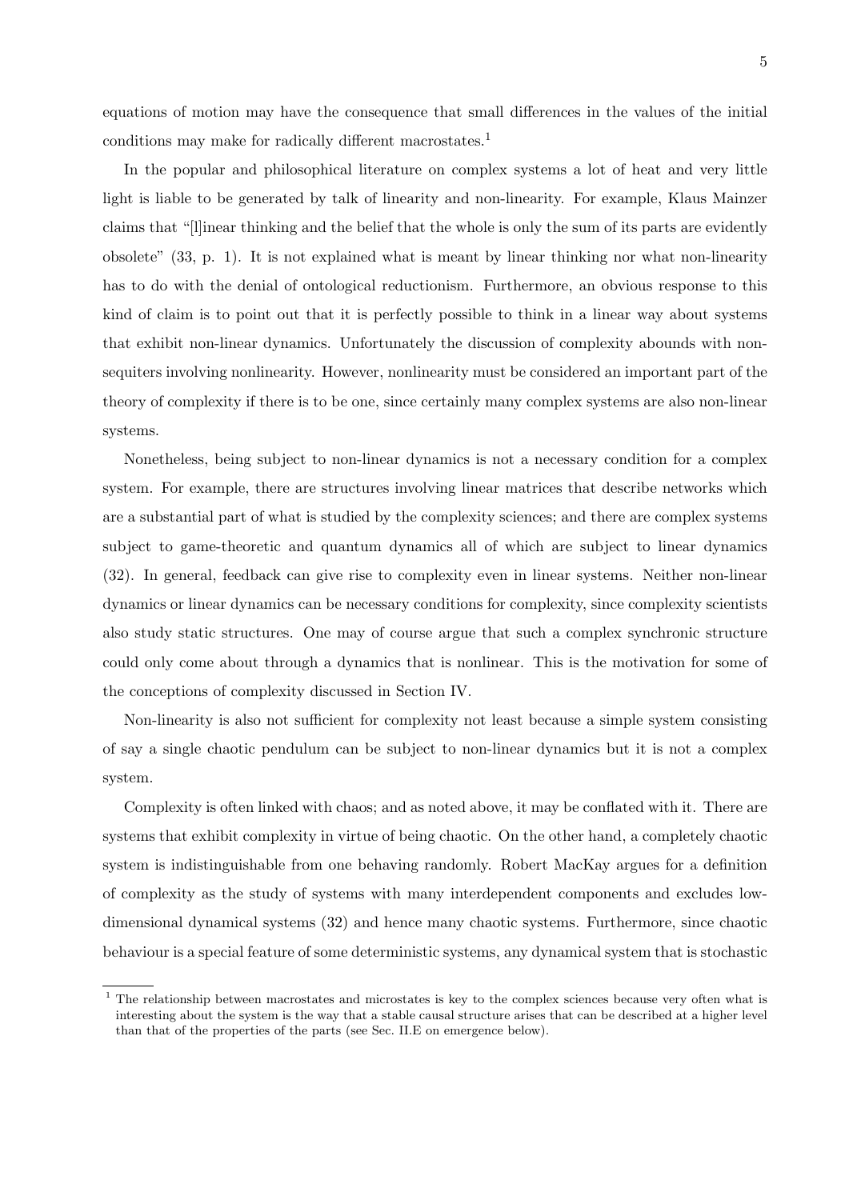equations of motion may have the consequence that small differences in the values of the initial conditions may make for radically different macrostates.[1]

In the popular and philosophical literature on complex systems a lot of heat and very little light is liable to be generated by talk of linearity and non-linearity. For example, Klaus Mainzer claims that "[l]inear thinking and the belief that the whole is only the sum of its parts are evidently obsolete" (33, p. 1). It is not explained what is meant by linear thinking nor what non-linearity has to do with the denial of ontological reductionism. Furthermore, an obvious response to this kind of claim is to point out that it is perfectly possible to think in a linear way about systems that exhibit non-linear dynamics. Unfortunately the discussion of complexity abounds with non-sequiters involving nonlinearity. However, nonlinearity must be considered an important part of the theory of complexity if there is to be one, since certainly many complex systems are also non-linear systems.

Nonetheless, being subject to non-linear dynamics is not a necessary condition for a complex system. For example, there are structures involving linear matrices that describe networks which are a substantial part of what is studied by the complexity sciences; and there are complex systems subject to game-theoretic and quantum dynamics all of which are subject to linear dynamics (32). In general, feedback can give rise to complexity even in linear systems. Neither non-linear dynamics or linear dynamics can be necessary conditions for complexity, since complexity scientists also study static structures. One may of course argue that such a complex synchronic structure could only come about through a dynamics that is nonlinear. This is the motivation for some of the conceptions of complexity discussed in Section IV.

Non-linearity is also not sufficient for complexity not least because a simple system consisting of say a single chaotic pendulum can be subject to non-linear dynamics but it is not a complex system.

Complexity is often linked with chaos; and as noted above, it may be conflated with it. There are systems that exhibit complexity in virtue of being chaotic. On the other hand, a completely chaotic system is indistinguishable from one behaving randomly. Robert MacKay argues for a definition of complexity as the study of systems with many interdependent components and excludes low-dimensional dynamical systems (32) and hence many chaotic systems. Furthermore, since chaotic behaviour is a special feature of some deterministic systems, any dynamical system that is stochastic

[1] The relationship between macrostates and microstates is key to the complex sciences because very often what is interesting about the system is the way that a stable causal structure arises that can be described at a higher level than that of the properties of the parts (see Sec. II.E on emergence below).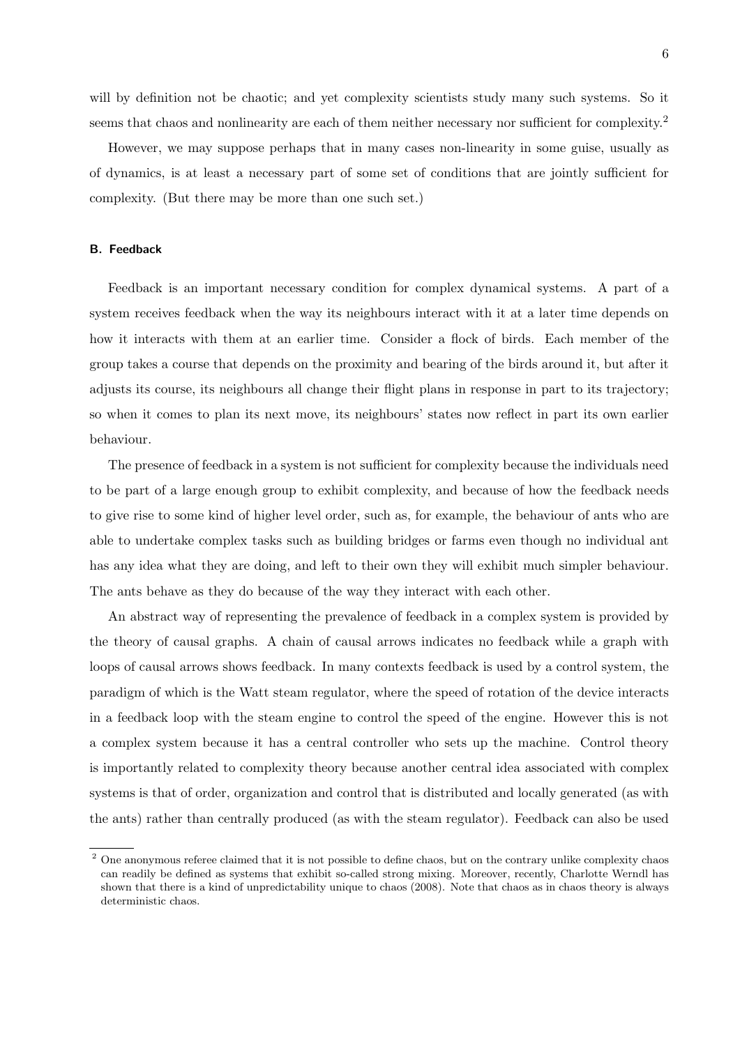will by definition not be chaotic; and yet complexity scientists study many such systems. So it seems that chaos and nonlinearity are each of them neither necessary nor sufficient for complexity.[2]

However, we may suppose perhaps that in many cases non-linearity in some guise, usually as of dynamics, is at least a necessary part of some set of conditions that are jointly sufficient for complexity. (But there may be more than one such set.)

### B. Feedback

Feedback is an important necessary condition for complex dynamical systems. A part of a system receives feedback when the way its neighbours interact with it at a later time depends on how it interacts with them at an earlier time. Consider a flock of birds. Each member of the group takes a course that depends on the proximity and bearing of the birds around it, but after it adjusts its course, its neighbours all change their flight plans in response in part to its trajectory; so when it comes to plan its next move, its neighbours' states now reflect in part its own earlier behaviour.

The presence of feedback in a system is not sufficient for complexity because the individuals need to be part of a large enough group to exhibit complexity, and because of how the feedback needs to give rise to some kind of higher level order, such as, for example, the behaviour of ants who are able to undertake complex tasks such as building bridges or farms even though no individual ant has any idea what they are doing, and left to their own they will exhibit much simpler behaviour. The ants behave as they do because of the way they interact with each other.

An abstract way of representing the prevalence of feedback in a complex system is provided by the theory of causal graphs. A chain of causal arrows indicates no feedback while a graph with loops of causal arrows shows feedback. In many contexts feedback is used by a control system, the paradigm of which is the Watt steam regulator, where the speed of rotation of the device interacts in a feedback loop with the steam engine to control the speed of the engine. However this is not a complex system because it has a central controller who sets up the machine. Control theory is importantly related to complexity theory because another central idea associated with complex systems is that of order, organization and control that is distributed and locally generated (as with the ants) rather than centrally produced (as with the steam regulator). Feedback can also be used

[2] One anonymous referee claimed that it is not possible to define chaos, but on the contrary unlike complexity chaos can readily be defined as systems that exhibit so-called strong mixing. Moreover, recently, Charlotte Werndl has shown that there is a kind of unpredictability unique to chaos (2008). Note that chaos as in chaos theory is always deterministic chaos.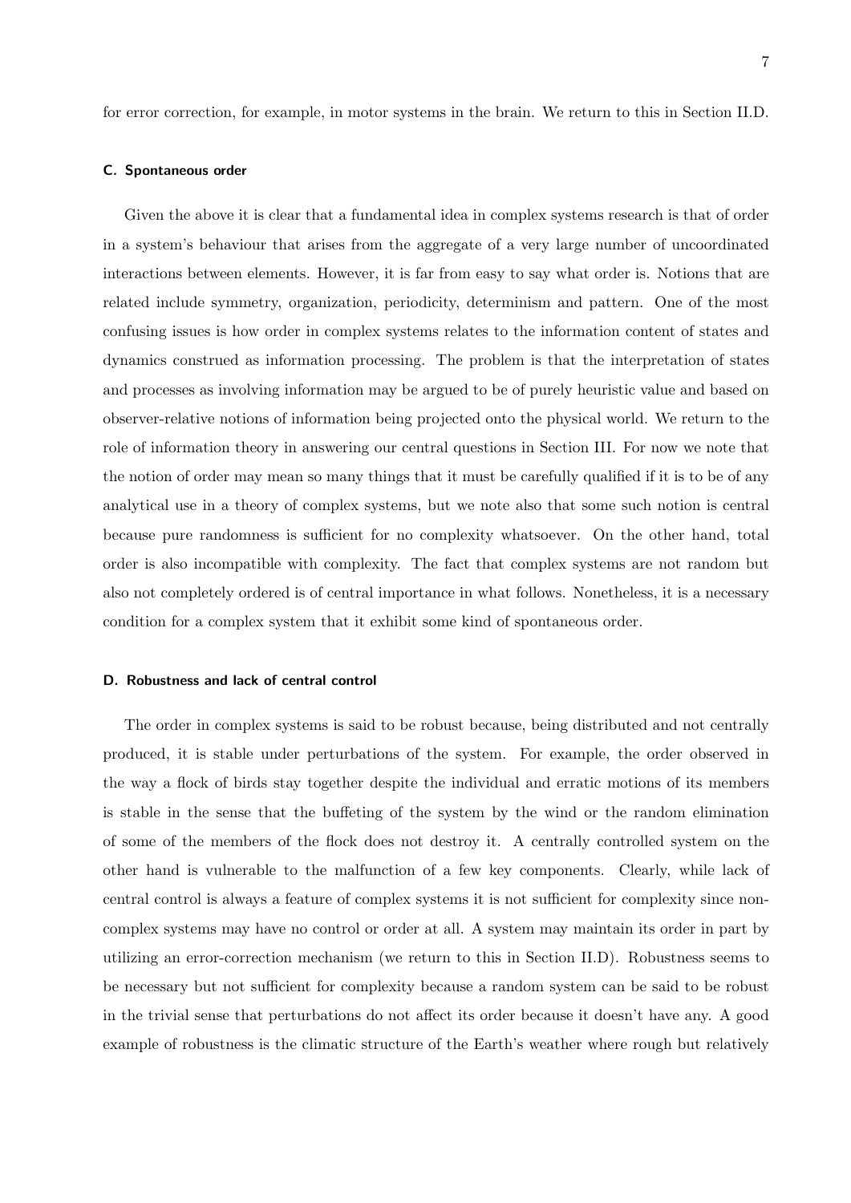for error correction, for example, in motor systems in the brain. We return to this in Section II.D.

### C. Spontaneous order

Given the above it is clear that a fundamental idea in complex systems research is that of order in a system's behaviour that arises from the aggregate of a very large number of uncoordinated interactions between elements. However, it is far from easy to say what order is. Notions that are related include symmetry, organization, periodicity, determinism and pattern. One of the most confusing issues is how order in complex systems relates to the information content of states and dynamics construed as information processing. The problem is that the interpretation of states and processes as involving information may be argued to be of purely heuristic value and based on observer-relative notions of information being projected onto the physical world. We return to the role of information theory in answering our central questions in Section III. For now we note that the notion of order may mean so many things that it must be carefully qualified if it is to be of any analytical use in a theory of complex systems, but we note also that some such notion is central because pure randomness is sufficient for no complexity whatsoever. On the other hand, total order is also incompatible with complexity. The fact that complex systems are not random but also not completely ordered is of central importance in what follows. Nonetheless, it is a necessary condition for a complex system that it exhibit some kind of spontaneous order.

### D. Robustness and lack of central control

The order in complex systems is said to be robust because, being distributed and not centrally produced, it is stable under perturbations of the system. For example, the order observed in the way a flock of birds stay together despite the individual and erratic motions of its members is stable in the sense that the buffeting of the system by the wind or the random elimination of some of the members of the flock does not destroy it. A centrally controlled system on the other hand is vulnerable to the malfunction of a few key components. Clearly, while lack of central control is always a feature of complex systems it is not sufficient for complexity since non-complex systems may have no control or order at all. A system may maintain its order in part by utilizing an error-correction mechanism (we return to this in Section II.D). Robustness seems to be necessary but not sufficient for complexity because a random system can be said to be robust in the trivial sense that perturbations do not affect its order because it doesn't have any. A good example of robustness is the climatic structure of the Earth's weather where rough but relatively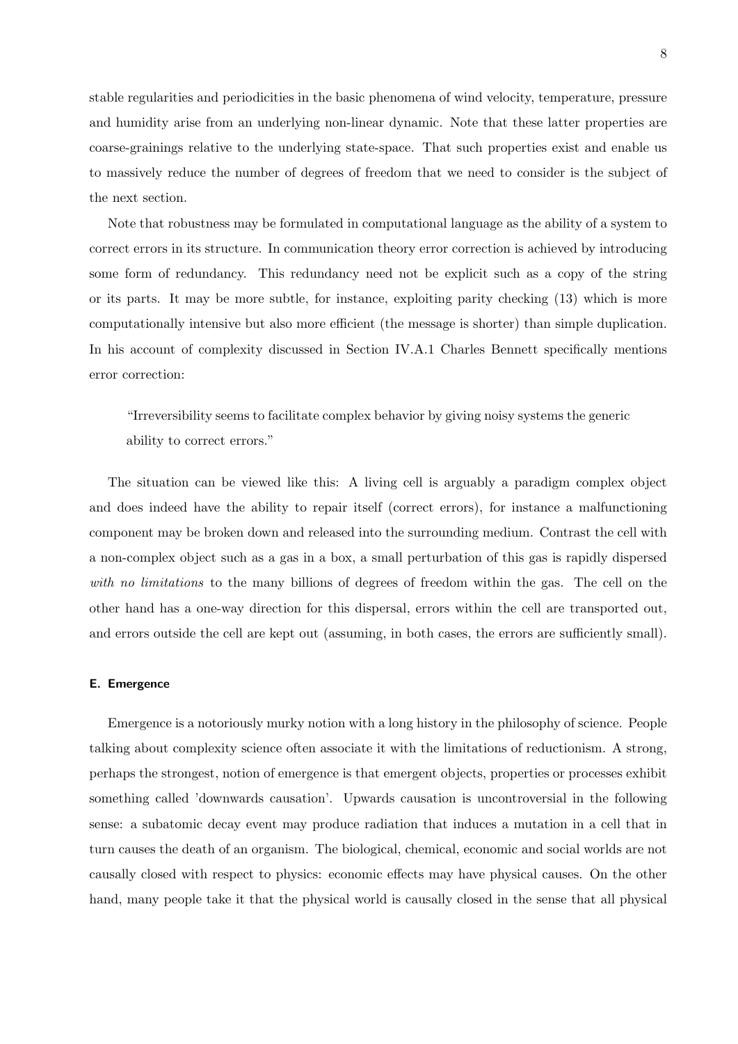stable regularities and periodicities in the basic phenomena of wind velocity, temperature, pressure and humidity arise from an underlying non-linear dynamic. Note that these latter properties are coarse-grainings relative to the underlying state-space. That such properties exist and enable us to massively reduce the number of degrees of freedom that we need to consider is the subject of the next section.

Note that robustness may be formulated in computational language as the ability of a system to correct errors in its structure. In communication theory error correction is achieved by introducing some form of redundancy. This redundancy need not be explicit such as a copy of the string or its parts. It may be more subtle, for instance, exploiting parity checking (13) which is more computationally intensive but also more efficient (the message is shorter) than simple duplication. In his account of complexity discussed in Section IV.A.1 Charles Bennett specifically mentions error correction:

> "Irreversibility seems to facilitate complex behavior by giving noisy systems the generic ability to correct errors."

The situation can be viewed like this: A living cell is arguably a paradigm complex object and does indeed have the ability to repair itself (correct errors), for instance a malfunctioning component may be broken down and released into the surrounding medium. Contrast the cell with a non-complex object such as a gas in a box, a small perturbation of this gas is rapidly dispersed *with no limitations* to the many billions of degrees of freedom within the gas. The cell on the other hand has a one-way direction for this dispersal, errors within the cell are transported out, and errors outside the cell are kept out (assuming, in both cases, the errors are sufficiently small).

#### E. Emergence

Emergence is a notoriously murky notion with a long history in the philosophy of science. People talking about complexity science often associate it with the limitations of reductionism. A strong, perhaps the strongest, notion of emergence is that emergent objects, properties or processes exhibit something called 'downwards causation'. Upwards causation is uncontroversial in the following sense: a subatomic decay event may produce radiation that induces a mutation in a cell that in turn causes the death of an organism. The biological, chemical, economic and social worlds are not causally closed with respect to physics: economic effects may have physical causes. On the other hand, many people take it that the physical world is causally closed in the sense that all physical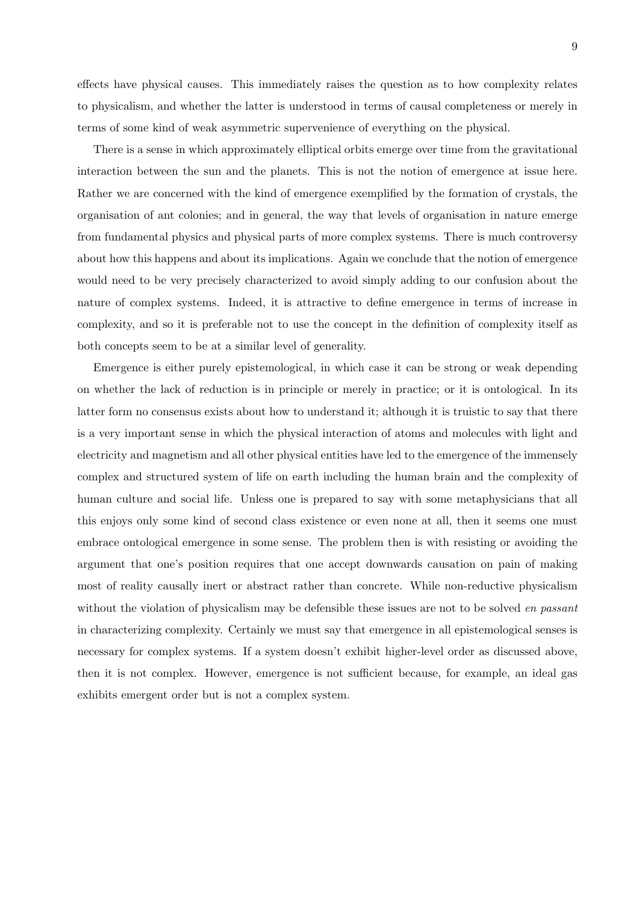effects have physical causes. This immediately raises the question as to how complexity relates to physicalism, and whether the latter is understood in terms of causal completeness or merely in terms of some kind of weak asymmetric supervenience of everything on the physical.

There is a sense in which approximately elliptical orbits emerge over time from the gravitational interaction between the sun and the planets. This is not the notion of emergence at issue here. Rather we are concerned with the kind of emergence exemplified by the formation of crystals, the organisation of ant colonies; and in general, the way that levels of organisation in nature emerge from fundamental physics and physical parts of more complex systems. There is much controversy about how this happens and about its implications. Again we conclude that the notion of emergence would need to be very precisely characterized to avoid simply adding to our confusion about the nature of complex systems. Indeed, it is attractive to define emergence in terms of increase in complexity, and so it is preferable not to use the concept in the definition of complexity itself as both concepts seem to be at a similar level of generality.

Emergence is either purely epistemological, in which case it can be strong or weak depending on whether the lack of reduction is in principle or merely in practice; or it is ontological. In its latter form no consensus exists about how to understand it; although it is truistic to say that there is a very important sense in which the physical interaction of atoms and molecules with light and electricity and magnetism and all other physical entities have led to the emergence of the immensely complex and structured system of life on earth including the human brain and the complexity of human culture and social life. Unless one is prepared to say with some metaphysicians that all this enjoys only some kind of second class existence or even none at all, then it seems one must embrace ontological emergence in some sense. The problem then is with resisting or avoiding the argument that one's position requires that one accept downwards causation on pain of making most of reality causally inert or abstract rather than concrete. While non-reductive physicalism without the violation of physicalism may be defensible these issues are not to be solved *en passant* in characterizing complexity. Certainly we must say that emergence in all epistemological senses is necessary for complex systems. If a system doesn't exhibit higher-level order as discussed above, then it is not complex. However, emergence is not sufficient because, for example, an ideal gas exhibits emergent order but is not a complex system.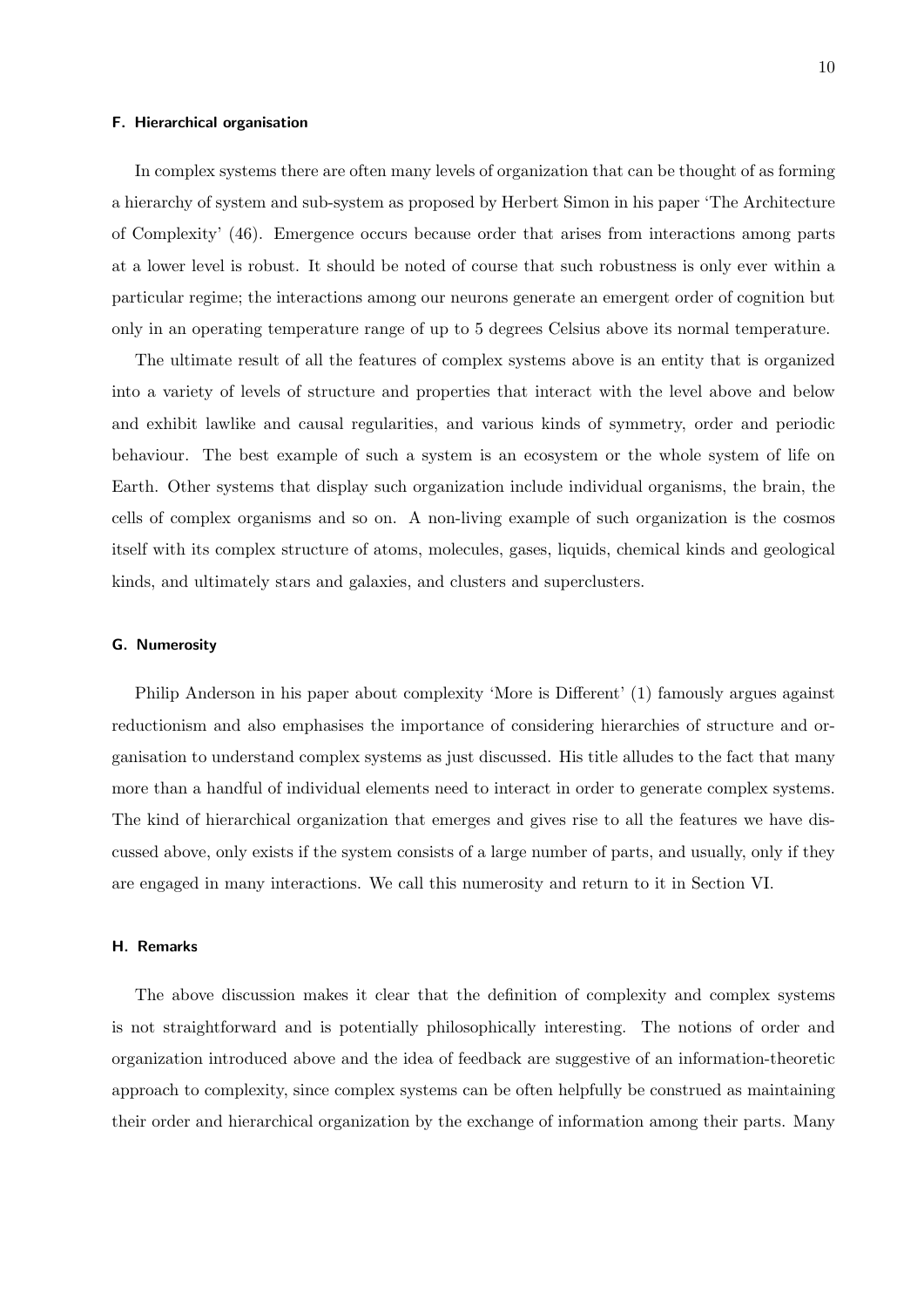### F. Hierarchical organisation

In complex systems there are often many levels of organization that can be thought of as forming a hierarchy of system and sub-system as proposed by Herbert Simon in his paper 'The Architecture of Complexity' (46). Emergence occurs because order that arises from interactions among parts at a lower level is robust. It should be noted of course that such robustness is only ever within a particular regime; the interactions among our neurons generate an emergent order of cognition but only in an operating temperature range of up to 5 degrees Celsius above its normal temperature.

The ultimate result of all the features of complex systems above is an entity that is organized into a variety of levels of structure and properties that interact with the level above and below and exhibit lawlike and causal regularities, and various kinds of symmetry, order and periodic behaviour. The best example of such a system is an ecosystem or the whole system of life on Earth. Other systems that display such organization include individual organisms, the brain, the cells of complex organisms and so on. A non-living example of such organization is the cosmos itself with its complex structure of atoms, molecules, gases, liquids, chemical kinds and geological kinds, and ultimately stars and galaxies, and clusters and superclusters.

### G. Numerosity

Philip Anderson in his paper about complexity 'More is Different' (1) famously argues against reductionism and also emphasises the importance of considering hierarchies of structure and organisation to understand complex systems as just discussed. His title alludes to the fact that many more than a handful of individual elements need to interact in order to generate complex systems. The kind of hierarchical organization that emerges and gives rise to all the features we have discussed above, only exists if the system consists of a large number of parts, and usually, only if they are engaged in many interactions. We call this numerosity and return to it in Section VI.

### H. Remarks

The above discussion makes it clear that the definition of complexity and complex systems is not straightforward and is potentially philosophically interesting. The notions of order and organization introduced above and the idea of feedback are suggestive of an information-theoretic approach to complexity, since complex systems can be often helpfully be construed as maintaining their order and hierarchical organization by the exchange of information among their parts. Many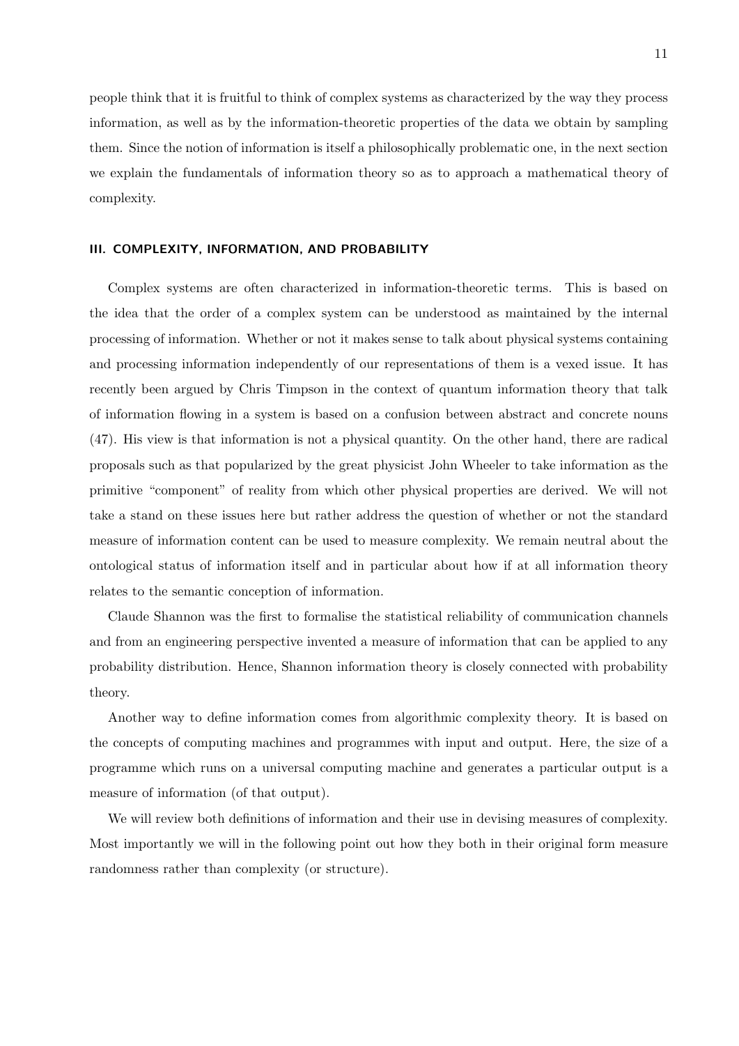people think that it is fruitful to think of complex systems as characterized by the way they process information, as well as by the information-theoretic properties of the data we obtain by sampling them. Since the notion of information is itself a philosophically problematic one, in the next section we explain the fundamentals of information theory so as to approach a mathematical theory of complexity.

## III. COMPLEXITY, INFORMATION, AND PROBABILITY

Complex systems are often characterized in information-theoretic terms. This is based on the idea that the order of a complex system can be understood as maintained by the internal processing of information. Whether or not it makes sense to talk about physical systems containing and processing information independently of our representations of them is a vexed issue. It has recently been argued by Chris Timpson in the context of quantum information theory that talk of information flowing in a system is based on a confusion between abstract and concrete nouns (47). His view is that information is not a physical quantity. On the other hand, there are radical proposals such as that popularized by the great physicist John Wheeler to take information as the primitive "component" of reality from which other physical properties are derived. We will not take a stand on these issues here but rather address the question of whether or not the standard measure of information content can be used to measure complexity. We remain neutral about the ontological status of information itself and in particular about how if at all information theory relates to the semantic conception of information.

Claude Shannon was the first to formalise the statistical reliability of communication channels and from an engineering perspective invented a measure of information that can be applied to any probability distribution. Hence, Shannon information theory is closely connected with probability theory.

Another way to define information comes from algorithmic complexity theory. It is based on the concepts of computing machines and programmes with input and output. Here, the size of a programme which runs on a universal computing machine and generates a particular output is a measure of information (of that output).

We will review both definitions of information and their use in devising measures of complexity. Most importantly we will in the following point out how they both in their original form measure randomness rather than complexity (or structure).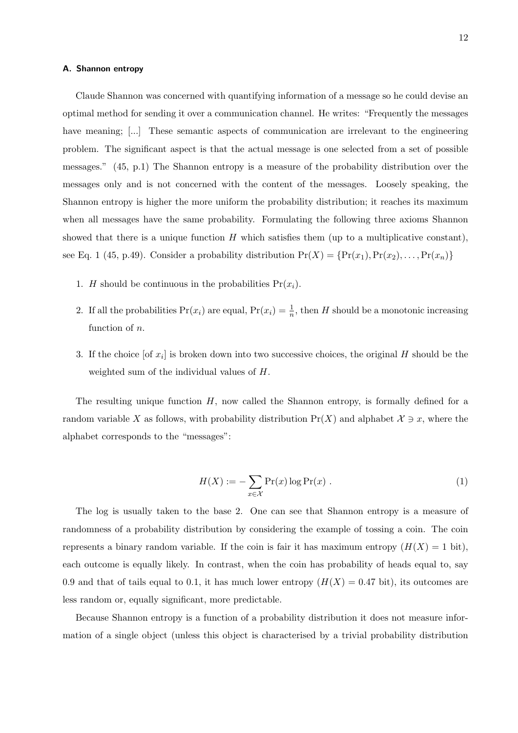### A. Shannon entropy

Claude Shannon was concerned with quantifying information of a message so he could devise an optimal method for sending it over a communication channel. He writes: "Frequently the messages have meaning; [...] These semantic aspects of communication are irrelevant to the engineering problem. The significant aspect is that the actual message is one selected from a set of possible messages." (45, p.1) The Shannon entropy is a measure of the probability distribution over the messages only and is not concerned with the content of the messages. Loosely speaking, the Shannon entropy is higher the more uniform the probability distribution; it reaches its maximum when all messages have the same probability. Formulating the following three axioms Shannon showed that there is a unique function $H$ which satisfies them (up to a multiplicative constant), see Eq. 1 (45, p.49). Consider a probability distribution $\Pr(X) = \{\Pr(x_1), \Pr(x_2), \ldots, \Pr(x_n)\}$

1. $H$ should be continuous in the probabilities $\Pr(x_i)$.
2. If all the probabilities $\Pr(x_i)$ are equal, $\Pr(x_i) = \frac{1}{n}$, then $H$ should be a monotonic increasing function of $n$.
3. If the choice [of $x_i$] is broken down into two successive choices, the original $H$ should be the weighted sum of the individual values of $H$.

The resulting unique function $H$, now called the Shannon entropy, is formally defined for a random variable $X$ as follows, with probability distribution $\Pr(X)$ and alphabet $\mathcal{X} \ni x$, where the alphabet corresponds to the "messages":

$$H(X) := -\sum_{x \in \mathcal{X}} \Pr(x) \log \Pr(x) \ . \tag{1}$$

The log is usually taken to the base 2. One can see that Shannon entropy is a measure of randomness of a probability distribution by considering the example of tossing a coin. The coin represents a binary random variable. If the coin is fair it has maximum entropy ($H(X) = 1$ bit), each outcome is equally likely. In contrast, when the coin has probability of heads equal to, say 0.9 and that of tails equal to 0.1, it has much lower entropy ($H(X) = 0.47$ bit), its outcomes are less random or, equally significant, more predictable.

Because Shannon entropy is a function of a probability distribution it does not measure information of a single object (unless this object is characterised by a trivial probability distribution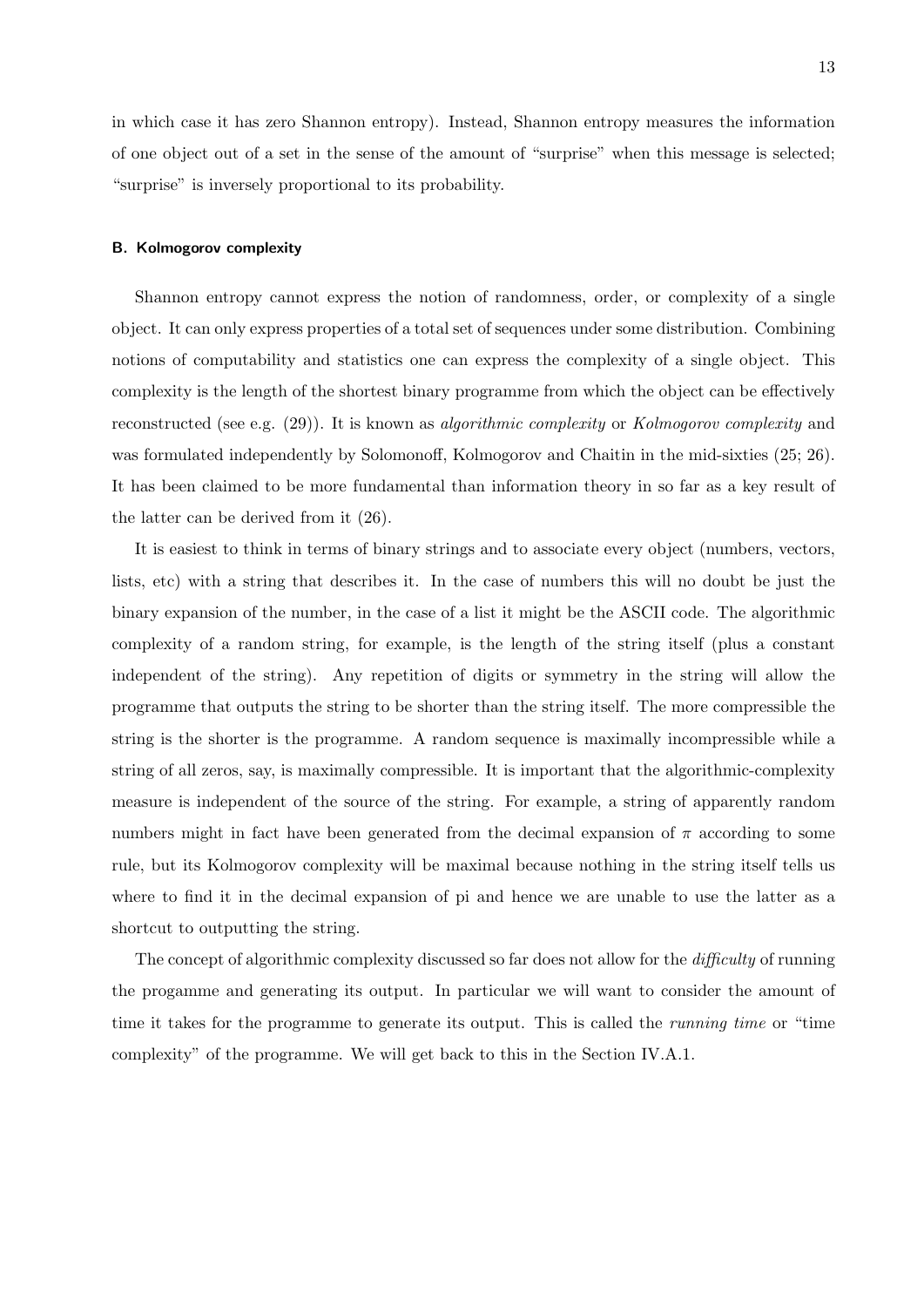in which case it has zero Shannon entropy). Instead, Shannon entropy measures the information of one object out of a set in the sense of the amount of "surprise" when this message is selected; "surprise" is inversely proportional to its probability.

### B. Kolmogorov complexity

Shannon entropy cannot express the notion of randomness, order, or complexity of a single object. It can only express properties of a total set of sequences under some distribution. Combining notions of computability and statistics one can express the complexity of a single object. This complexity is the length of the shortest binary programme from which the object can be effectively reconstructed (see e.g. (29)). It is known as *algorithmic complexity* or *Kolmogorov complexity* and was formulated independently by Solomonoff, Kolmogorov and Chaitin in the mid-sixties (25; 26). It has been claimed to be more fundamental than information theory in so far as a key result of the latter can be derived from it (26).

It is easiest to think in terms of binary strings and to associate every object (numbers, vectors, lists, etc) with a string that describes it. In the case of numbers this will no doubt be just the binary expansion of the number, in the case of a list it might be the ASCII code. The algorithmic complexity of a random string, for example, is the length of the string itself (plus a constant independent of the string). Any repetition of digits or symmetry in the string will allow the programme that outputs the string to be shorter than the string itself. The more compressible the string is the shorter is the programme. A random sequence is maximally incompressible while a string of all zeros, say, is maximally compressible. It is important that the algorithmic-complexity measure is independent of the source of the string. For example, a string of apparently random numbers might in fact have been generated from the decimal expansion of $\pi$ according to some rule, but its Kolmogorov complexity will be maximal because nothing in the string itself tells us where to find it in the decimal expansion of pi and hence we are unable to use the latter as a shortcut to outputting the string.

The concept of algorithmic complexity discussed so far does not allow for the *difficulty* of running the progamme and generating its output. In particular we will want to consider the amount of time it takes for the programme to generate its output. This is called the *running time* or "time complexity" of the programme. We will get back to this in the Section IV.A.1.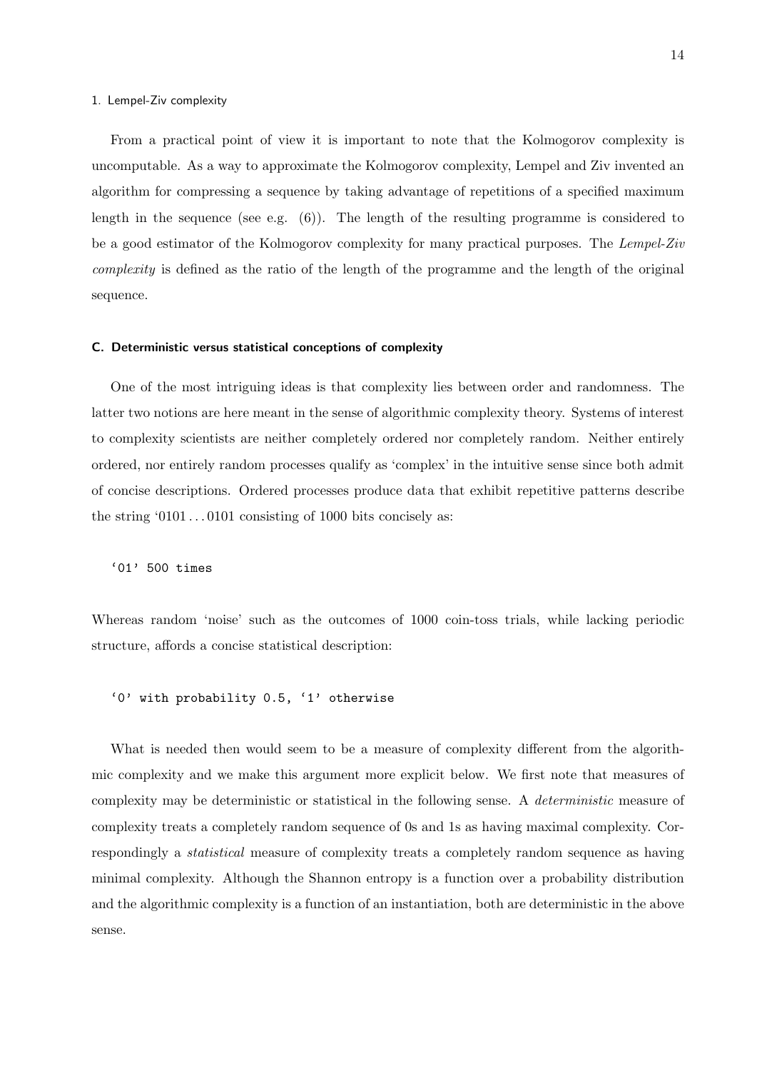#### 1. Lempel-Ziv complexity

From a practical point of view it is important to note that the Kolmogorov complexity is uncomputable. As a way to approximate the Kolmogorov complexity, Lempel and Ziv invented an algorithm for compressing a sequence by taking advantage of repetitions of a specified maximum length in the sequence (see e.g. (6)). The length of the resulting programme is considered to be a good estimator of the Kolmogorov complexity for many practical purposes. The *Lempel-Ziv complexity* is defined as the ratio of the length of the programme and the length of the original sequence.

### C. Deterministic versus statistical conceptions of complexity

One of the most intriguing ideas is that complexity lies between order and randomness. The latter two notions are here meant in the sense of algorithmic complexity theory. Systems of interest to complexity scientists are neither completely ordered nor completely random. Neither entirely ordered, nor entirely random processes qualify as 'complex' in the intuitive sense since both admit of concise descriptions. Ordered processes produce data that exhibit repetitive patterns describe the string '0101 . . . 0101 consisting of 1000 bits concisely as:

```
'01' 500 times
```

Whereas random 'noise' such as the outcomes of 1000 coin-toss trials, while lacking periodic structure, affords a concise statistical description:

```
'0' with probability 0.5, '1' otherwise
```

What is needed then would seem to be a measure of complexity different from the algorithmic complexity and we make this argument more explicit below. We first note that measures of complexity may be deterministic or statistical in the following sense. A *deterministic* measure of complexity treats a completely random sequence of 0s and 1s as having maximal complexity. Correspondingly a *statistical* measure of complexity treats a completely random sequence as having minimal complexity. Although the Shannon entropy is a function over a probability distribution and the algorithmic complexity is a function of an instantiation, both are deterministic in the above sense.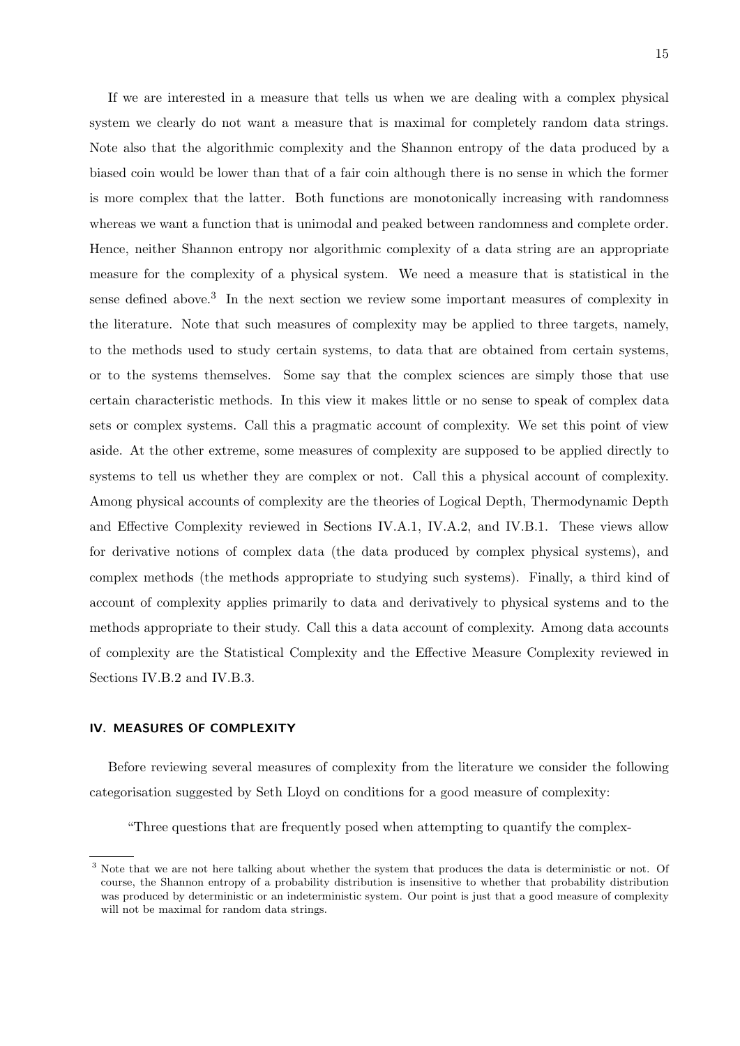If we are interested in a measure that tells us when we are dealing with a complex physical system we clearly do not want a measure that is maximal for completely random data strings. Note also that the algorithmic complexity and the Shannon entropy of the data produced by a biased coin would be lower than that of a fair coin although there is no sense in which the former is more complex that the latter. Both functions are monotonically increasing with randomness whereas we want a function that is unimodal and peaked between randomness and complete order. Hence, neither Shannon entropy nor algorithmic complexity of a data string are an appropriate measure for the complexity of a physical system. We need a measure that is statistical in the sense defined above.[3] In the next section we review some important measures of complexity in the literature. Note that such measures of complexity may be applied to three targets, namely, to the methods used to study certain systems, to data that are obtained from certain systems, or to the systems themselves. Some say that the complex sciences are simply those that use certain characteristic methods. In this view it makes little or no sense to speak of complex data sets or complex systems. Call this a pragmatic account of complexity. We set this point of view aside. At the other extreme, some measures of complexity are supposed to be applied directly to systems to tell us whether they are complex or not. Call this a physical account of complexity. Among physical accounts of complexity are the theories of Logical Depth, Thermodynamic Depth and Effective Complexity reviewed in Sections IV.A.1, IV.A.2, and IV.B.1. These views allow for derivative notions of complex data (the data produced by complex physical systems), and complex methods (the methods appropriate to studying such systems). Finally, a third kind of account of complexity applies primarily to data and derivatively to physical systems and to the methods appropriate to their study. Call this a data account of complexity. Among data accounts of complexity are the Statistical Complexity and the Effective Measure Complexity reviewed in Sections IV.B.2 and IV.B.3.

## IV. MEASURES OF COMPLEXITY

Before reviewing several measures of complexity from the literature we consider the following categorisation suggested by Seth Lloyd on conditions for a good measure of complexity:

"Three questions that are frequently posed when attempting to quantify the complex-

[3] Note that we are not here talking about whether the system that produces the data is deterministic or not. Of course, the Shannon entropy of a probability distribution is insensitive to whether that probability distribution was produced by deterministic or an indeterministic system. Our point is just that a good measure of complexity will not be maximal for random data strings.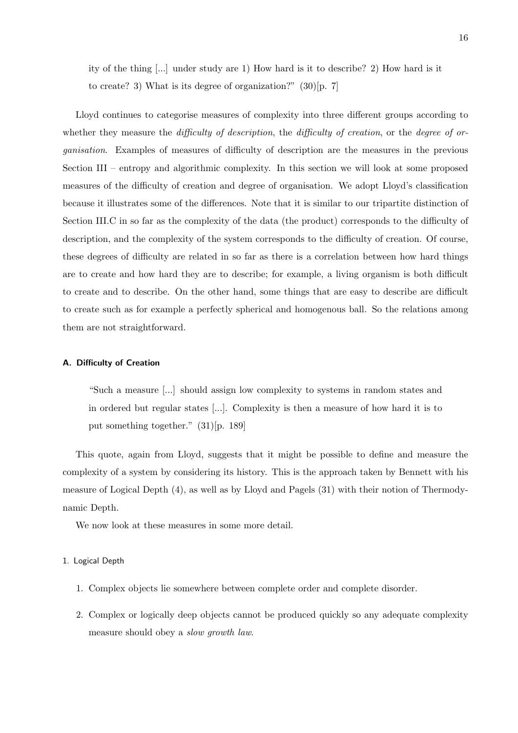ity of the thing [...] under study are 1) How hard is it to describe? 2) How hard is it to create? 3) What is its degree of organization?" (30)[p. 7]

Lloyd continues to categorise measures of complexity into three different groups according to whether they measure the *difficulty of description*, the *difficulty of creation*, or the *degree of organisation*. Examples of measures of difficulty of description are the measures in the previous Section III – entropy and algorithmic complexity. In this section we will look at some proposed measures of the difficulty of creation and degree of organisation. We adopt Lloyd's classification because it illustrates some of the differences. Note that it is similar to our tripartite distinction of Section III.C in so far as the complexity of the data (the product) corresponds to the difficulty of description, and the complexity of the system corresponds to the difficulty of creation. Of course, these degrees of difficulty are related in so far as there is a correlation between how hard things are to create and how hard they are to describe; for example, a living organism is both difficult to create and to describe. On the other hand, some things that are easy to describe are difficult to create such as for example a perfectly spherical and homogenous ball. So the relations among them are not straightforward.

### A. Difficulty of Creation

> "Such a measure [...] should assign low complexity to systems in random states and in ordered but regular states [...]. Complexity is then a measure of how hard it is to put something together." (31)[p. 189]

This quote, again from Lloyd, suggests that it might be possible to define and measure the complexity of a system by considering its history. This is the approach taken by Bennett with his measure of Logical Depth (4), as well as by Lloyd and Pagels (31) with their notion of Thermodynamic Depth.

We now look at these measures in some more detail.

#### 1. Logical Depth

1. Complex objects lie somewhere between complete order and complete disorder.

2. Complex or logically deep objects cannot be produced quickly so any adequate complexity measure should obey a *slow growth law*.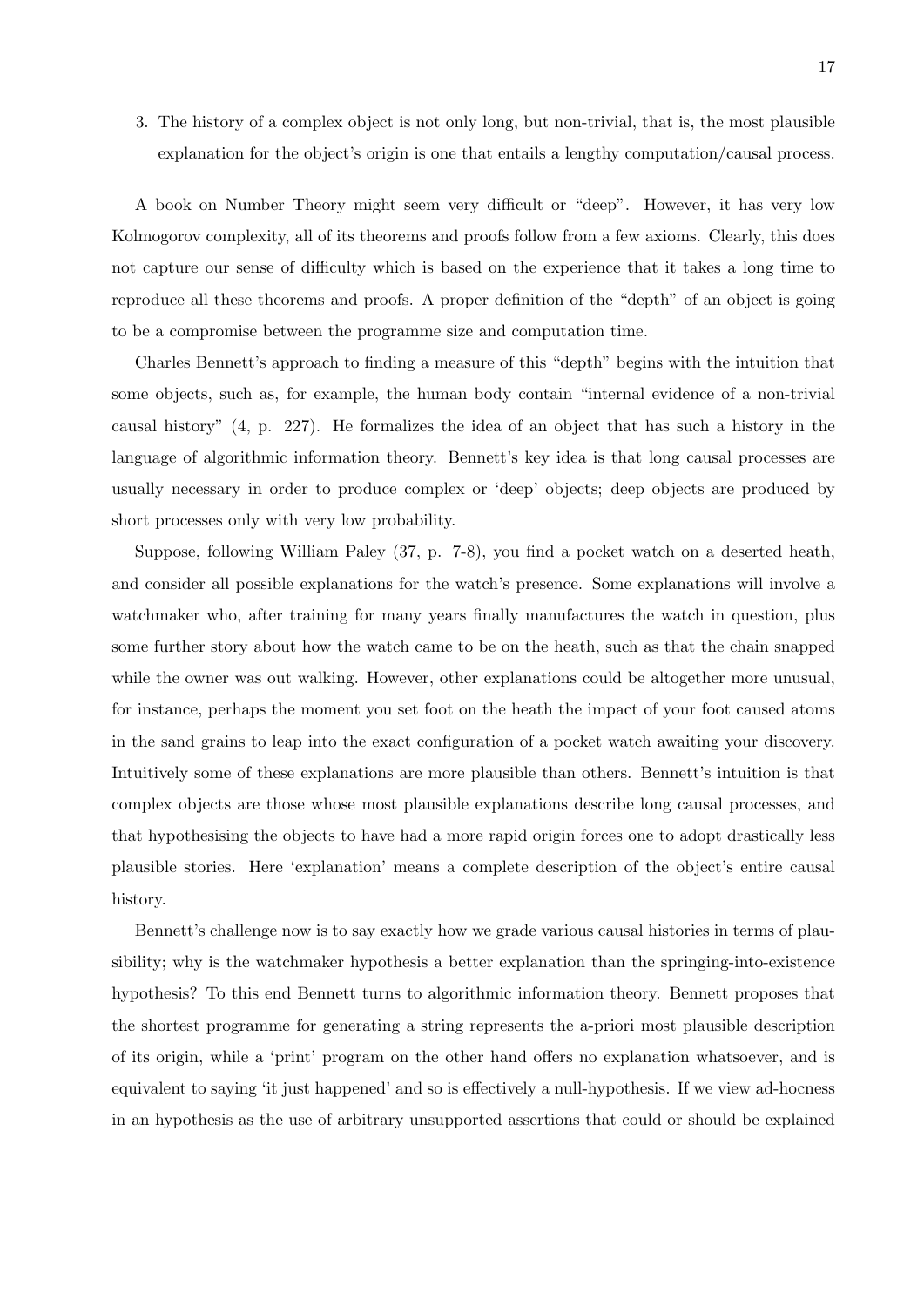3. The history of a complex object is not only long, but non-trivial, that is, the most plausible explanation for the object's origin is one that entails a lengthy computation/causal process.

A book on Number Theory might seem very difficult or "deep". However, it has very low Kolmogorov complexity, all of its theorems and proofs follow from a few axioms. Clearly, this does not capture our sense of difficulty which is based on the experience that it takes a long time to reproduce all these theorems and proofs. A proper definition of the "depth" of an object is going to be a compromise between the programme size and computation time.

Charles Bennett's approach to finding a measure of this "depth" begins with the intuition that some objects, such as, for example, the human body contain "internal evidence of a non-trivial causal history" (4, p. 227). He formalizes the idea of an object that has such a history in the language of algorithmic information theory. Bennett's key idea is that long causal processes are usually necessary in order to produce complex or 'deep' objects; deep objects are produced by short processes only with very low probability.

Suppose, following William Paley (37, p. 7-8), you find a pocket watch on a deserted heath, and consider all possible explanations for the watch's presence. Some explanations will involve a watchmaker who, after training for many years finally manufactures the watch in question, plus some further story about how the watch came to be on the heath, such as that the chain snapped while the owner was out walking. However, other explanations could be altogether more unusual, for instance, perhaps the moment you set foot on the heath the impact of your foot caused atoms in the sand grains to leap into the exact configuration of a pocket watch awaiting your discovery. Intuitively some of these explanations are more plausible than others. Bennett's intuition is that complex objects are those whose most plausible explanations describe long causal processes, and that hypothesising the objects to have had a more rapid origin forces one to adopt drastically less plausible stories. Here 'explanation' means a complete description of the object's entire causal history.

Bennett's challenge now is to say exactly how we grade various causal histories in terms of plausibility; why is the watchmaker hypothesis a better explanation than the springing-into-existence hypothesis? To this end Bennett turns to algorithmic information theory. Bennett proposes that the shortest programme for generating a string represents the a-priori most plausible description of its origin, while a 'print' program on the other hand offers no explanation whatsoever, and is equivalent to saying 'it just happened' and so is effectively a null-hypothesis. If we view ad-hocness in an hypothesis as the use of arbitrary unsupported assertions that could or should be explained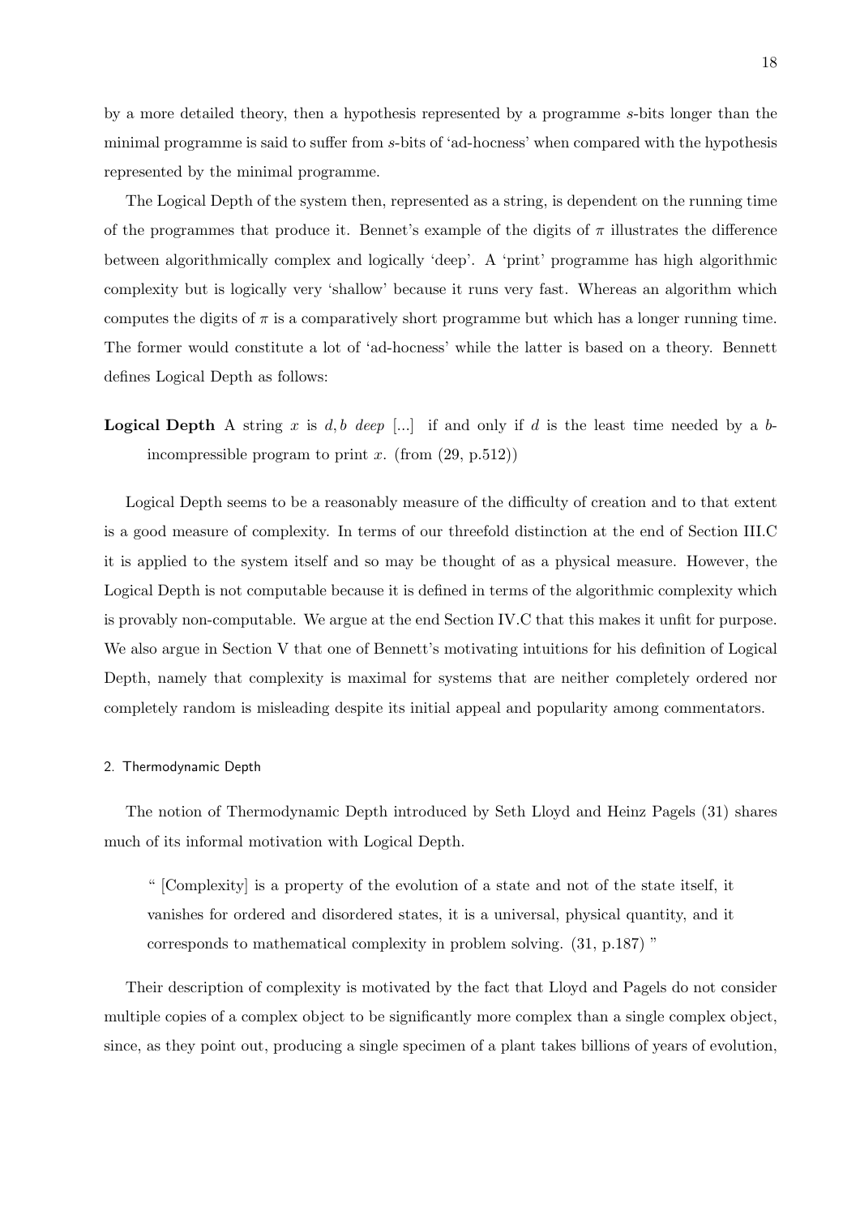by a more detailed theory, then a hypothesis represented by a programme $s$-bits longer than the minimal programme is said to suffer from $s$-bits of 'ad-hocness' when compared with the hypothesis represented by the minimal programme.

The Logical Depth of the system then, represented as a string, is dependent on the running time of the programmes that produce it. Bennet's example of the digits of $\pi$ illustrates the difference between algorithmically complex and logically 'deep'. A 'print' programme has high algorithmic complexity but is logically very 'shallow' because it runs very fast. Whereas an algorithm which computes the digits of $\pi$ is a comparatively short programme but which has a longer running time. The former would constitute a lot of 'ad-hocness' while the latter is based on a theory. Bennett defines Logical Depth as follows:

**Logical Depth** A string $x$ is $d, b$ *deep* [...] if and only if $d$ is the least time needed by a $b$-incompressible program to print $x$. (from (29, p.512))

Logical Depth seems to be a reasonably measure of the difficulty of creation and to that extent is a good measure of complexity. In terms of our threefold distinction at the end of Section III.C it is applied to the system itself and so may be thought of as a physical measure. However, the Logical Depth is not computable because it is defined in terms of the algorithmic complexity which is provably non-computable. We argue at the end Section IV.C that this makes it unfit for purpose. We also argue in Section V that one of Bennett's motivating intuitions for his definition of Logical Depth, namely that complexity is maximal for systems that are neither completely ordered nor completely random is misleading despite its initial appeal and popularity among commentators.

#### 2. Thermodynamic Depth

The notion of Thermodynamic Depth introduced by Seth Lloyd and Heinz Pagels (31) shares much of its informal motivation with Logical Depth.

> " [Complexity] is a property of the evolution of a state and not of the state itself, it vanishes for ordered and disordered states, it is a universal, physical quantity, and it corresponds to mathematical complexity in problem solving. (31, p.187) "

Their description of complexity is motivated by the fact that Lloyd and Pagels do not consider multiple copies of a complex object to be significantly more complex than a single complex object, since, as they point out, producing a single specimen of a plant takes billions of years of evolution,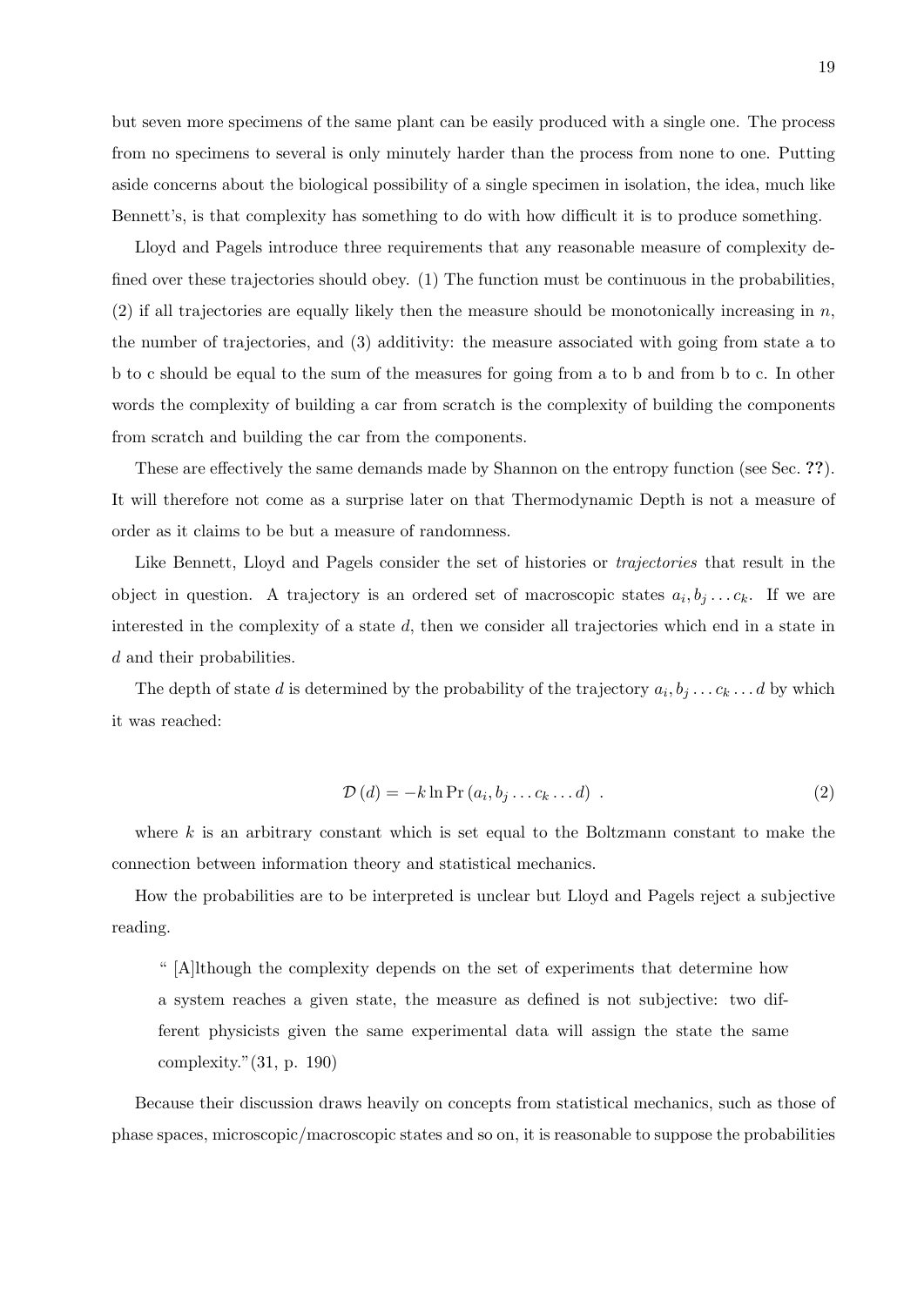but seven more specimens of the same plant can be easily produced with a single one. The process from no specimens to several is only minutely harder than the process from none to one. Putting aside concerns about the biological possibility of a single specimen in isolation, the idea, much like Bennett's, is that complexity has something to do with how difficult it is to produce something.

Lloyd and Pagels introduce three requirements that any reasonable measure of complexity defined over these trajectories should obey. (1) The function must be continuous in the probabilities, (2) if all trajectories are equally likely then the measure should be monotonically increasing in $n$, the number of trajectories, and (3) additivity: the measure associated with going from state a to b to c should be equal to the sum of the measures for going from a to b and from b to c. In other words the complexity of building a car from scratch is the complexity of building the components from scratch and building the car from the components.

These are effectively the same demands made by Shannon on the entropy function (see Sec. **??**). It will therefore not come as a surprise later on that Thermodynamic Depth is not a measure of order as it claims to be but a measure of randomness.

Like Bennett, Lloyd and Pagels consider the set of histories or *trajectories* that result in the object in question. A trajectory is an ordered set of macroscopic states $a_i, b_j \ldots c_k$. If we are interested in the complexity of a state $d$, then we consider all trajectories which end in a state in $d$ and their probabilities.

The depth of state $d$ is determined by the probability of the trajectory $a_i, b_j \ldots c_k \ldots d$ by which it was reached:

$$\mathcal{D}(d) = -k \ln \Pr(a_i, b_j \ldots c_k \ldots d) \ . \tag{2}$$

where $k$ is an arbitrary constant which is set equal to the Boltzmann constant to make the connection between information theory and statistical mechanics.

How the probabilities are to be interpreted is unclear but Lloyd and Pagels reject a subjective reading.

> " [A]lthough the complexity depends on the set of experiments that determine how a system reaches a given state, the measure as defined is not subjective: two different physicists given the same experimental data will assign the state the same complexity."(31, p. 190)

Because their discussion draws heavily on concepts from statistical mechanics, such as those of phase spaces, microscopic/macroscopic states and so on, it is reasonable to suppose the probabilities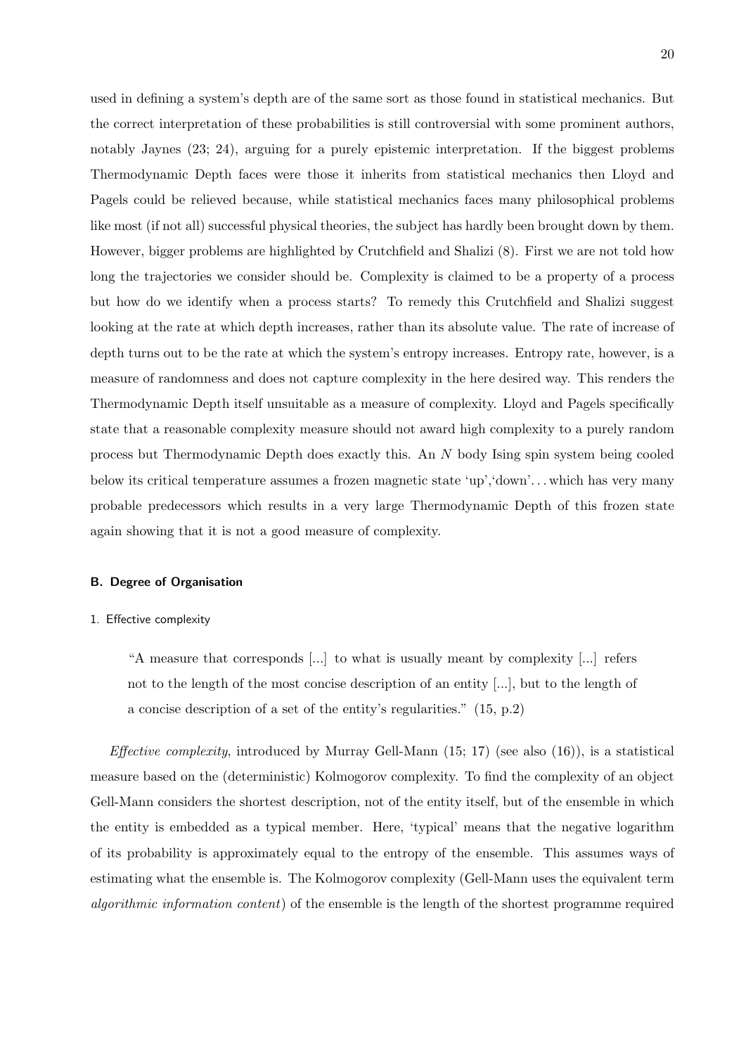used in defining a system's depth are of the same sort as those found in statistical mechanics. But the correct interpretation of these probabilities is still controversial with some prominent authors, notably Jaynes (23; 24), arguing for a purely epistemic interpretation. If the biggest problems Thermodynamic Depth faces were those it inherits from statistical mechanics then Lloyd and Pagels could be relieved because, while statistical mechanics faces many philosophical problems like most (if not all) successful physical theories, the subject has hardly been brought down by them. However, bigger problems are highlighted by Crutchfield and Shalizi (8). First we are not told how long the trajectories we consider should be. Complexity is claimed to be a property of a process but how do we identify when a process starts? To remedy this Crutchfield and Shalizi suggest looking at the rate at which depth increases, rather than its absolute value. The rate of increase of depth turns out to be the rate at which the system's entropy increases. Entropy rate, however, is a measure of randomness and does not capture complexity in the here desired way. This renders the Thermodynamic Depth itself unsuitable as a measure of complexity. Lloyd and Pagels specifically state that a reasonable complexity measure should not award high complexity to a purely random process but Thermodynamic Depth does exactly this. An $N$ body Ising spin system being cooled below its critical temperature assumes a frozen magnetic state 'up','down'... which has very many probable predecessors which results in a very large Thermodynamic Depth of this frozen state again showing that it is not a good measure of complexity.

### B. Degree of Organisation

#### 1. Effective complexity

> "A measure that corresponds [...] to what is usually meant by complexity [...] refers not to the length of the most concise description of an entity [...], but to the length of a concise description of a set of the entity's regularities." (15, p.2)

*Effective complexity*, introduced by Murray Gell-Mann (15; 17) (see also (16)), is a statistical measure based on the (deterministic) Kolmogorov complexity. To find the complexity of an object Gell-Mann considers the shortest description, not of the entity itself, but of the ensemble in which the entity is embedded as a typical member. Here, 'typical' means that the negative logarithm of its probability is approximately equal to the entropy of the ensemble. This assumes ways of estimating what the ensemble is. The Kolmogorov complexity (Gell-Mann uses the equivalent term *algorithmic information content*) of the ensemble is the length of the shortest programme required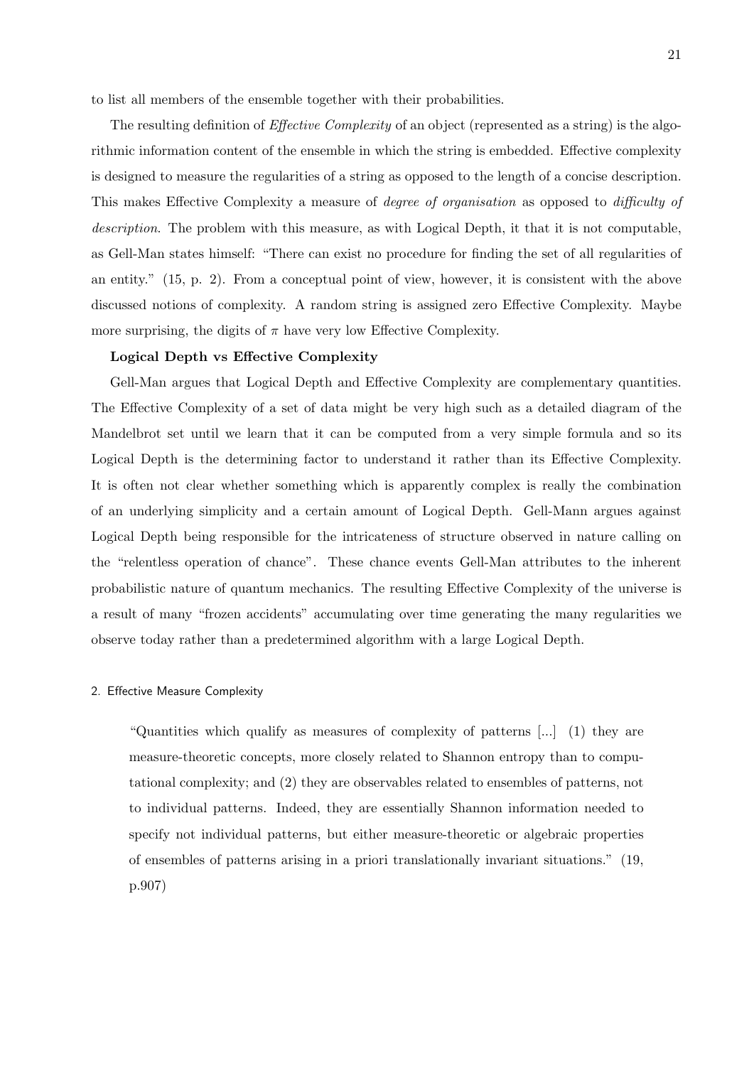to list all members of the ensemble together with their probabilities.

The resulting definition of *Effective Complexity* of an object (represented as a string) is the algorithmic information content of the ensemble in which the string is embedded. Effective complexity is designed to measure the regularities of a string as opposed to the length of a concise description. This makes Effective Complexity a measure of *degree of organisation* as opposed to *difficulty of description*. The problem with this measure, as with Logical Depth, it that it is not computable, as Gell-Man states himself: "There can exist no procedure for finding the set of all regularities of an entity." (15, p. 2). From a conceptual point of view, however, it is consistent with the above discussed notions of complexity. A random string is assigned zero Effective Complexity. Maybe more surprising, the digits of $\pi$ have very low Effective Complexity.

**Logical Depth vs Effective Complexity**

Gell-Man argues that Logical Depth and Effective Complexity are complementary quantities. The Effective Complexity of a set of data might be very high such as a detailed diagram of the Mandelbrot set until we learn that it can be computed from a very simple formula and so its Logical Depth is the determining factor to understand it rather than its Effective Complexity. It is often not clear whether something which is apparently complex is really the combination of an underlying simplicity and a certain amount of Logical Depth. Gell-Mann argues against Logical Depth being responsible for the intricateness of structure observed in nature calling on the "relentless operation of chance". These chance events Gell-Man attributes to the inherent probabilistic nature of quantum mechanics. The resulting Effective Complexity of the universe is a result of many "frozen accidents" accumulating over time generating the many regularities we observe today rather than a predetermined algorithm with a large Logical Depth.

### 2. Effective Measure Complexity

> "Quantities which qualify as measures of complexity of patterns [...] (1) they are measure-theoretic concepts, more closely related to Shannon entropy than to computational complexity; and (2) they are observables related to ensembles of patterns, not to individual patterns. Indeed, they are essentially Shannon information needed to specify not individual patterns, but either measure-theoretic or algebraic properties of ensembles of patterns arising in a priori translationally invariant situations." (19, p.907)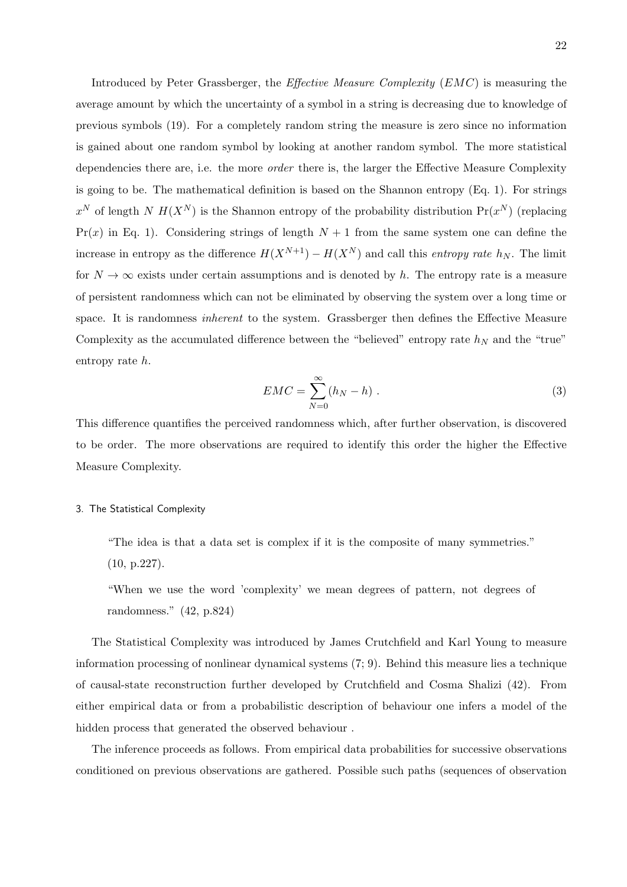Introduced by Peter Grassberger, the *Effective Measure Complexity* (*EMC*) is measuring the average amount by which the uncertainty of a symbol in a string is decreasing due to knowledge of previous symbols (19). For a completely random string the measure is zero since no information is gained about one random symbol by looking at another random symbol. The more statistical dependencies there are, i.e. the more *order* there is, the larger the Effective Measure Complexity is going to be. The mathematical definition is based on the Shannon entropy (Eq. 1). For strings $x^N$ of length $N$ $H(X^N)$ is the Shannon entropy of the probability distribution $\Pr(x^N)$ (replacing $\Pr(x)$ in Eq. 1). Considering strings of length $N+1$ from the same system one can define the increase in entropy as the difference $H(X^{N+1}) - H(X^N)$ and call this *entropy rate* $h_N$. The limit for $N \to \infty$ exists under certain assumptions and is denoted by $h$. The entropy rate is a measure of persistent randomness which can not be eliminated by observing the system over a long time or space. It is randomness *inherent* to the system. Grassberger then defines the Effective Measure Complexity as the accumulated difference between the "believed" entropy rate $h_N$ and the "true" entropy rate $h$.

$$EMC = \sum_{N=0}^{\infty} (h_N - h) \; . \tag{3}$$

This difference quantifies the perceived randomness which, after further observation, is discovered to be order. The more observations are required to identify this order the higher the Effective Measure Complexity.

### 3. The Statistical Complexity

> "The idea is that a data set is complex if it is the composite of many symmetries." (10, p.227).
>
> "When we use the word 'complexity' we mean degrees of pattern, not degrees of randomness." (42, p.824)

The Statistical Complexity was introduced by James Crutchfield and Karl Young to measure information processing of nonlinear dynamical systems (7; 9). Behind this measure lies a technique of causal-state reconstruction further developed by Crutchfield and Cosma Shalizi (42). From either empirical data or from a probabilistic description of behaviour one infers a model of the hidden process that generated the observed behaviour .

The inference proceeds as follows. From empirical data probabilities for successive observations conditioned on previous observations are gathered. Possible such paths (sequences of observation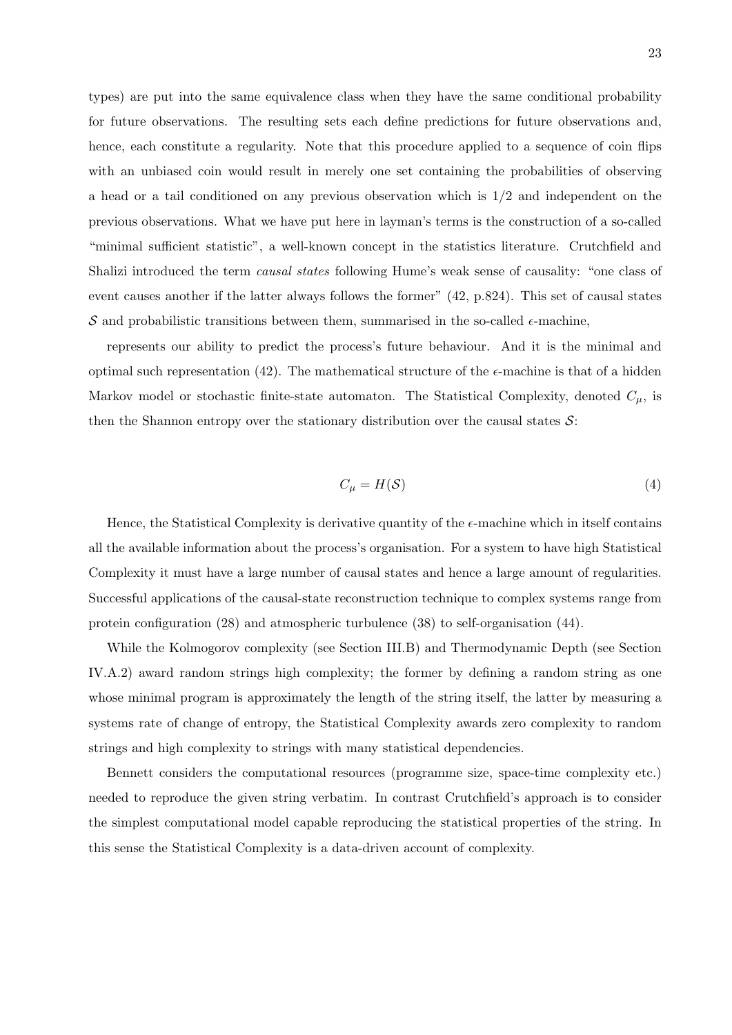types) are put into the same equivalence class when they have the same conditional probability for future observations. The resulting sets each define predictions for future observations and, hence, each constitute a regularity. Note that this procedure applied to a sequence of coin flips with an unbiased coin would result in merely one set containing the probabilities of observing a head or a tail conditioned on any previous observation which is 1/2 and independent on the previous observations. What we have put here in layman's terms is the construction of a so-called "minimal sufficient statistic", a well-known concept in the statistics literature. Crutchfield and Shalizi introduced the term *causal states* following Hume's weak sense of causality: "one class of event causes another if the latter always follows the former" (42, p.824). This set of causal states $\mathcal{S}$ and probabilistic transitions between them, summarised in the so-called $\epsilon$-machine,

represents our ability to predict the process's future behaviour. And it is the minimal and optimal such representation (42). The mathematical structure of the $\epsilon$-machine is that of a hidden Markov model or stochastic finite-state automaton. The Statistical Complexity, denoted $C_\mu$, is then the Shannon entropy over the stationary distribution over the causal states $\mathcal{S}$:

$$C_\mu = H(\mathcal{S}) \tag{4}$$

Hence, the Statistical Complexity is derivative quantity of the $\epsilon$-machine which in itself contains all the available information about the process's organisation. For a system to have high Statistical Complexity it must have a large number of causal states and hence a large amount of regularities. Successful applications of the causal-state reconstruction technique to complex systems range from protein configuration (28) and atmospheric turbulence (38) to self-organisation (44).

While the Kolmogorov complexity (see Section III.B) and Thermodynamic Depth (see Section IV.A.2) award random strings high complexity; the former by defining a random string as one whose minimal program is approximately the length of the string itself, the latter by measuring a systems rate of change of entropy, the Statistical Complexity awards zero complexity to random strings and high complexity to strings with many statistical dependencies.

Bennett considers the computational resources (programme size, space-time complexity etc.) needed to reproduce the given string verbatim. In contrast Crutchfield's approach is to consider the simplest computational model capable reproducing the statistical properties of the string. In this sense the Statistical Complexity is a data-driven account of complexity.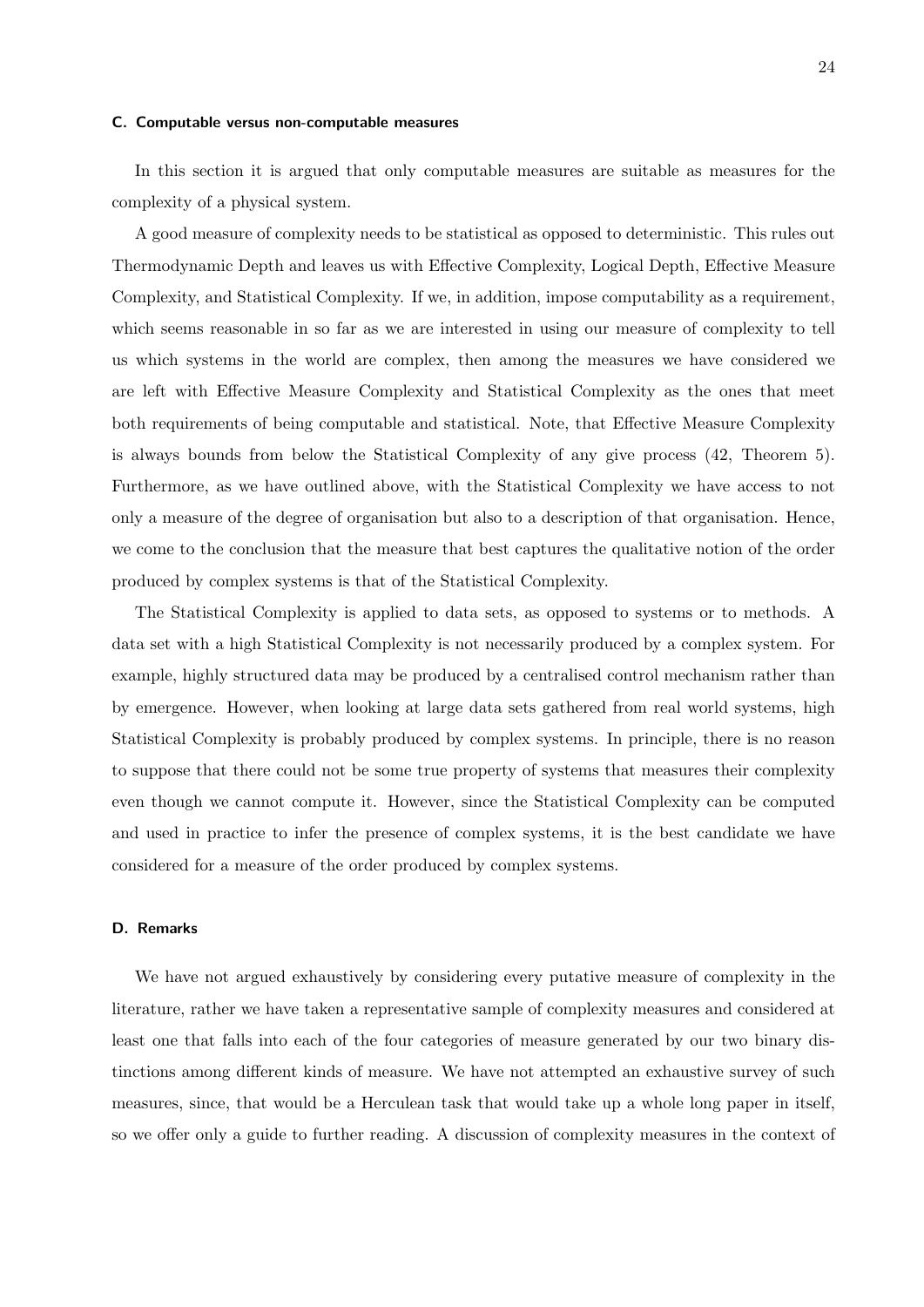### C. Computable versus non-computable measures

In this section it is argued that only computable measures are suitable as measures for the complexity of a physical system.

A good measure of complexity needs to be statistical as opposed to deterministic. This rules out Thermodynamic Depth and leaves us with Effective Complexity, Logical Depth, Effective Measure Complexity, and Statistical Complexity. If we, in addition, impose computability as a requirement, which seems reasonable in so far as we are interested in using our measure of complexity to tell us which systems in the world are complex, then among the measures we have considered we are left with Effective Measure Complexity and Statistical Complexity as the ones that meet both requirements of being computable and statistical. Note, that Effective Measure Complexity is always bounds from below the Statistical Complexity of any give process (42, Theorem 5). Furthermore, as we have outlined above, with the Statistical Complexity we have access to not only a measure of the degree of organisation but also to a description of that organisation. Hence, we come to the conclusion that the measure that best captures the qualitative notion of the order produced by complex systems is that of the Statistical Complexity.

The Statistical Complexity is applied to data sets, as opposed to systems or to methods. A data set with a high Statistical Complexity is not necessarily produced by a complex system. For example, highly structured data may be produced by a centralised control mechanism rather than by emergence. However, when looking at large data sets gathered from real world systems, high Statistical Complexity is probably produced by complex systems. In principle, there is no reason to suppose that there could not be some true property of systems that measures their complexity even though we cannot compute it. However, since the Statistical Complexity can be computed and used in practice to infer the presence of complex systems, it is the best candidate we have considered for a measure of the order produced by complex systems.

### D. Remarks

We have not argued exhaustively by considering every putative measure of complexity in the literature, rather we have taken a representative sample of complexity measures and considered at least one that falls into each of the four categories of measure generated by our two binary distinctions among different kinds of measure. We have not attempted an exhaustive survey of such measures, since, that would be a Herculean task that would take up a whole long paper in itself, so we offer only a guide to further reading. A discussion of complexity measures in the context of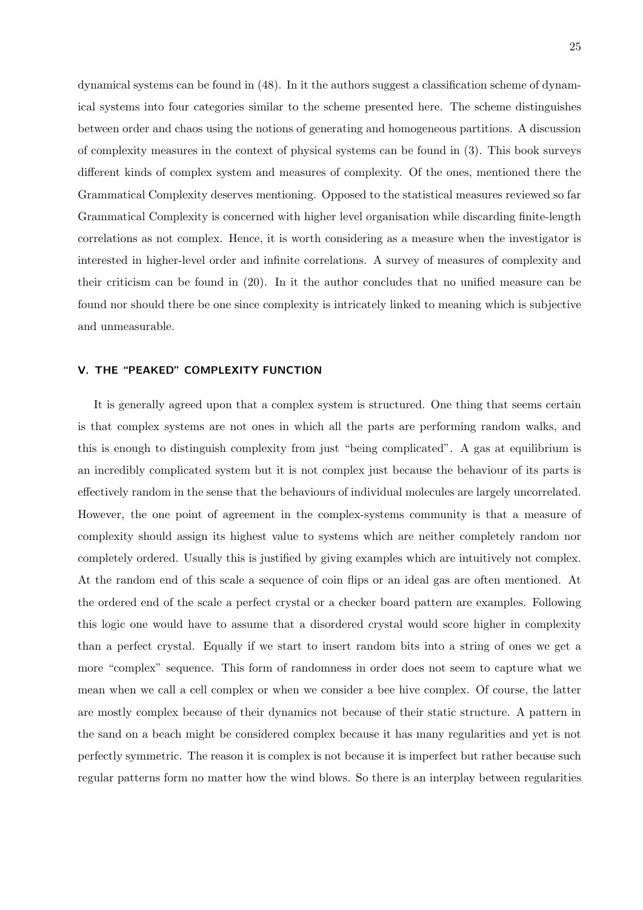dynamical systems can be found in (48). In it the authors suggest a classification scheme of dynamical systems into four categories similar to the scheme presented here. The scheme distinguishes between order and chaos using the notions of generating and homogeneous partitions. A discussion of complexity measures in the context of physical systems can be found in (3). This book surveys different kinds of complex system and measures of complexity. Of the ones, mentioned there the Grammatical Complexity deserves mentioning. Opposed to the statistical measures reviewed so far Grammatical Complexity is concerned with higher level organisation while discarding finite-length correlations as not complex. Hence, it is worth considering as a measure when the investigator is interested in higher-level order and infinite correlations. A survey of measures of complexity and their criticism can be found in (20). In it the author concludes that no unified measure can be found nor should there be one since complexity is intricately linked to meaning which is subjective and unmeasurable.

## V. THE "PEAKED" COMPLEXITY FUNCTION

It is generally agreed upon that a complex system is structured. One thing that seems certain is that complex systems are not ones in which all the parts are performing random walks, and this is enough to distinguish complexity from just "being complicated". A gas at equilibrium is an incredibly complicated system but it is not complex just because the behaviour of its parts is effectively random in the sense that the behaviours of individual molecules are largely uncorrelated. However, the one point of agreement in the complex-systems community is that a measure of complexity should assign its highest value to systems which are neither completely random nor completely ordered. Usually this is justified by giving examples which are intuitively not complex. At the random end of this scale a sequence of coin flips or an ideal gas are often mentioned. At the ordered end of the scale a perfect crystal or a checker board pattern are examples. Following this logic one would have to assume that a disordered crystal would score higher in complexity than a perfect crystal. Equally if we start to insert random bits into a string of ones we get a more "complex" sequence. This form of randomness in order does not seem to capture what we mean when we call a cell complex or when we consider a bee hive complex. Of course, the latter are mostly complex because of their dynamics not because of their static structure. A pattern in the sand on a beach might be considered complex because it has many regularities and yet is not perfectly symmetric. The reason it is complex is not because it is imperfect but rather because such regular patterns form no matter how the wind blows. So there is an interplay between regularities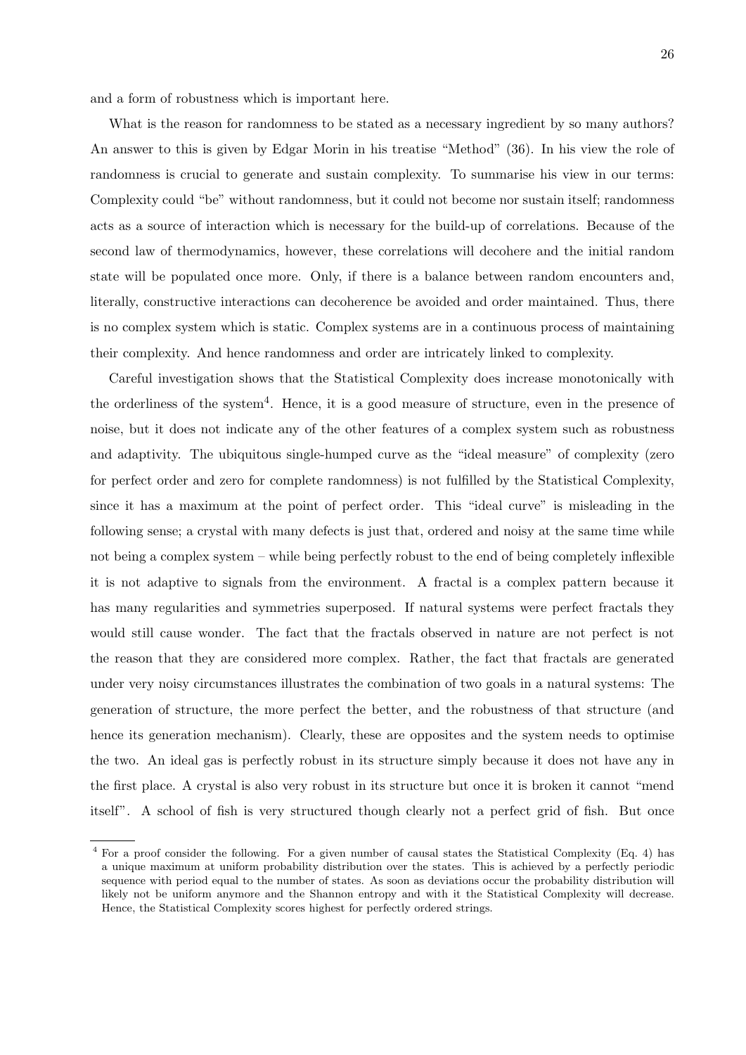and a form of robustness which is important here.

What is the reason for randomness to be stated as a necessary ingredient by so many authors? An answer to this is given by Edgar Morin in his treatise "Method" (36). In his view the role of randomness is crucial to generate and sustain complexity. To summarise his view in our terms: Complexity could "be" without randomness, but it could not become nor sustain itself; randomness acts as a source of interaction which is necessary for the build-up of correlations. Because of the second law of thermodynamics, however, these correlations will decohere and the initial random state will be populated once more. Only, if there is a balance between random encounters and, literally, constructive interactions can decoherence be avoided and order maintained. Thus, there is no complex system which is static. Complex systems are in a continuous process of maintaining their complexity. And hence randomness and order are intricately linked to complexity.

Careful investigation shows that the Statistical Complexity does increase monotonically with the orderliness of the system[4]. Hence, it is a good measure of structure, even in the presence of noise, but it does not indicate any of the other features of a complex system such as robustness and adaptivity. The ubiquitous single-humped curve as the "ideal measure" of complexity (zero for perfect order and zero for complete randomness) is not fulfilled by the Statistical Complexity, since it has a maximum at the point of perfect order. This "ideal curve" is misleading in the following sense; a crystal with many defects is just that, ordered and noisy at the same time while not being a complex system – while being perfectly robust to the end of being completely inflexible it is not adaptive to signals from the environment. A fractal is a complex pattern because it has many regularities and symmetries superposed. If natural systems were perfect fractals they would still cause wonder. The fact that the fractals observed in nature are not perfect is not the reason that they are considered more complex. Rather, the fact that fractals are generated under very noisy circumstances illustrates the combination of two goals in a natural systems: The generation of structure, the more perfect the better, and the robustness of that structure (and hence its generation mechanism). Clearly, these are opposites and the system needs to optimise the two. An ideal gas is perfectly robust in its structure simply because it does not have any in the first place. A crystal is also very robust in its structure but once it is broken it cannot "mend itself". A school of fish is very structured though clearly not a perfect grid of fish. But once

[4] For a proof consider the following. For a given number of causal states the Statistical Complexity (Eq. 4) has a unique maximum at uniform probability distribution over the states. This is achieved by a perfectly periodic sequence with period equal to the number of states. As soon as deviations occur the probability distribution will likely not be uniform anymore and the Shannon entropy and with it the Statistical Complexity will decrease. Hence, the Statistical Complexity scores highest for perfectly ordered strings.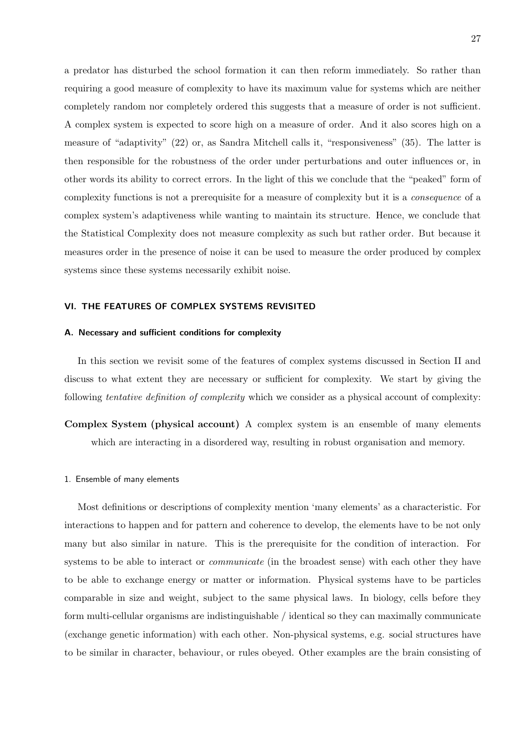a predator has disturbed the school formation it can then reform immediately. So rather than requiring a good measure of complexity to have its maximum value for systems which are neither completely random nor completely ordered this suggests that a measure of order is not sufficient. A complex system is expected to score high on a measure of order. And it also scores high on a measure of "adaptivity" (22) or, as Sandra Mitchell calls it, "responsiveness" (35). The latter is then responsible for the robustness of the order under perturbations and outer influences or, in other words its ability to correct errors. In the light of this we conclude that the "peaked" form of complexity functions is not a prerequisite for a measure of complexity but it is a *consequence* of a complex system's adaptiveness while wanting to maintain its structure. Hence, we conclude that the Statistical Complexity does not measure complexity as such but rather order. But because it measures order in the presence of noise it can be used to measure the order produced by complex systems since these systems necessarily exhibit noise.

## VI. THE FEATURES OF COMPLEX SYSTEMS REVISITED

### A. Necessary and sufficient conditions for complexity

In this section we revisit some of the features of complex systems discussed in Section II and discuss to what extent they are necessary or sufficient for complexity. We start by giving the following *tentative definition of complexity* which we consider as a physical account of complexity:

**Complex System (physical account)** A complex system is an ensemble of many elements which are interacting in a disordered way, resulting in robust organisation and memory.

#### 1. Ensemble of many elements

Most definitions or descriptions of complexity mention 'many elements' as a characteristic. For interactions to happen and for pattern and coherence to develop, the elements have to be not only many but also similar in nature. This is the prerequisite for the condition of interaction. For systems to be able to interact or *communicate* (in the broadest sense) with each other they have to be able to exchange energy or matter or information. Physical systems have to be particles comparable in size and weight, subject to the same physical laws. In biology, cells before they form multi-cellular organisms are indistinguishable / identical so they can maximally communicate (exchange genetic information) with each other. Non-physical systems, e.g. social structures have to be similar in character, behaviour, or rules obeyed. Other examples are the brain consisting of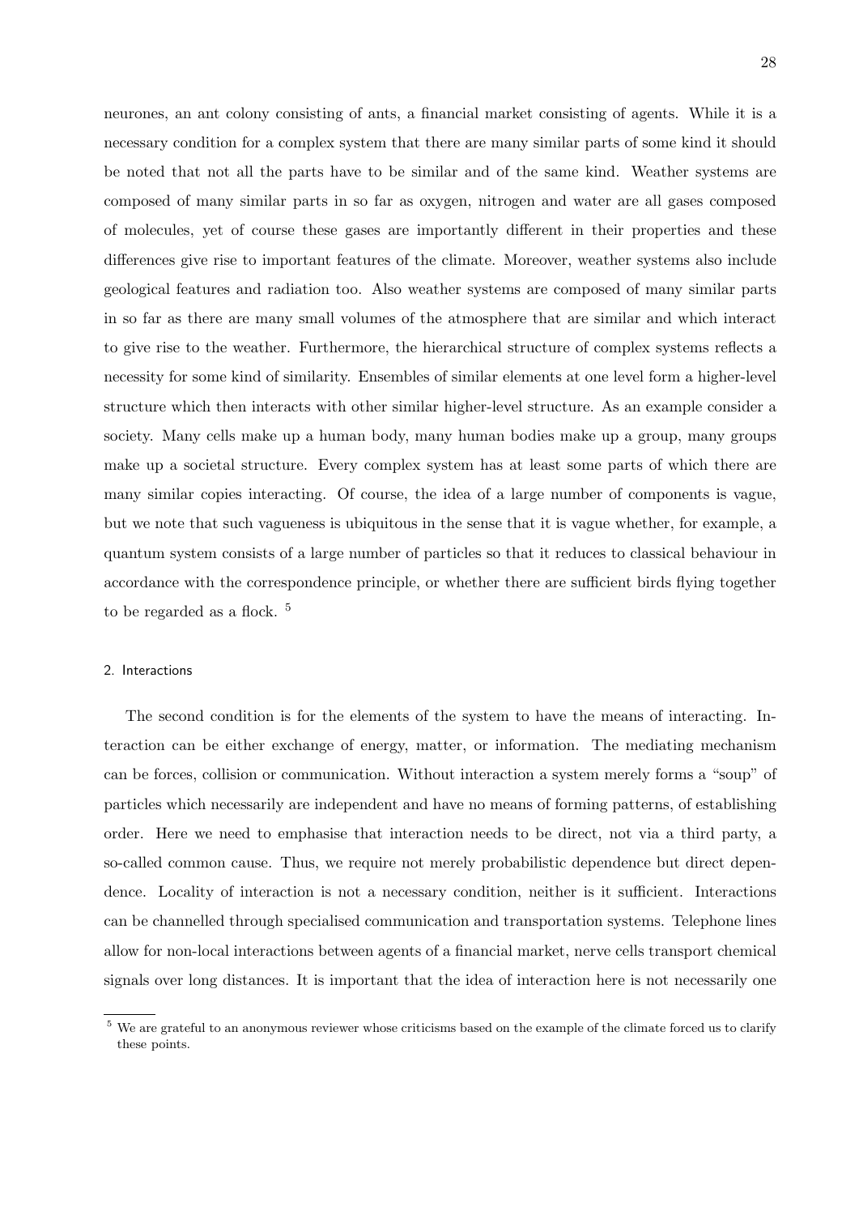neurones, an ant colony consisting of ants, a financial market consisting of agents. While it is a necessary condition for a complex system that there are many similar parts of some kind it should be noted that not all the parts have to be similar and of the same kind. Weather systems are composed of many similar parts in so far as oxygen, nitrogen and water are all gases composed of molecules, yet of course these gases are importantly different in their properties and these differences give rise to important features of the climate. Moreover, weather systems also include geological features and radiation too. Also weather systems are composed of many similar parts in so far as there are many small volumes of the atmosphere that are similar and which interact to give rise to the weather. Furthermore, the hierarchical structure of complex systems reflects a necessity for some kind of similarity. Ensembles of similar elements at one level form a higher-level structure which then interacts with other similar higher-level structure. As an example consider a society. Many cells make up a human body, many human bodies make up a group, many groups make up a societal structure. Every complex system has at least some parts of which there are many similar copies interacting. Of course, the idea of a large number of components is vague, but we note that such vagueness is ubiquitous in the sense that it is vague whether, for example, a quantum system consists of a large number of particles so that it reduces to classical behaviour in accordance with the correspondence principle, or whether there are sufficient birds flying together to be regarded as a flock. [5]

#### 2. Interactions

The second condition is for the elements of the system to have the means of interacting. Interaction can be either exchange of energy, matter, or information. The mediating mechanism can be forces, collision or communication. Without interaction a system merely forms a "soup" of particles which necessarily are independent and have no means of forming patterns, of establishing order. Here we need to emphasise that interaction needs to be direct, not via a third party, a so-called common cause. Thus, we require not merely probabilistic dependence but direct dependence. Locality of interaction is not a necessary condition, neither is it sufficient. Interactions can be channelled through specialised communication and transportation systems. Telephone lines allow for non-local interactions between agents of a financial market, nerve cells transport chemical signals over long distances. It is important that the idea of interaction here is not necessarily one

[5] We are grateful to an anonymous reviewer whose criticisms based on the example of the climate forced us to clarify these points.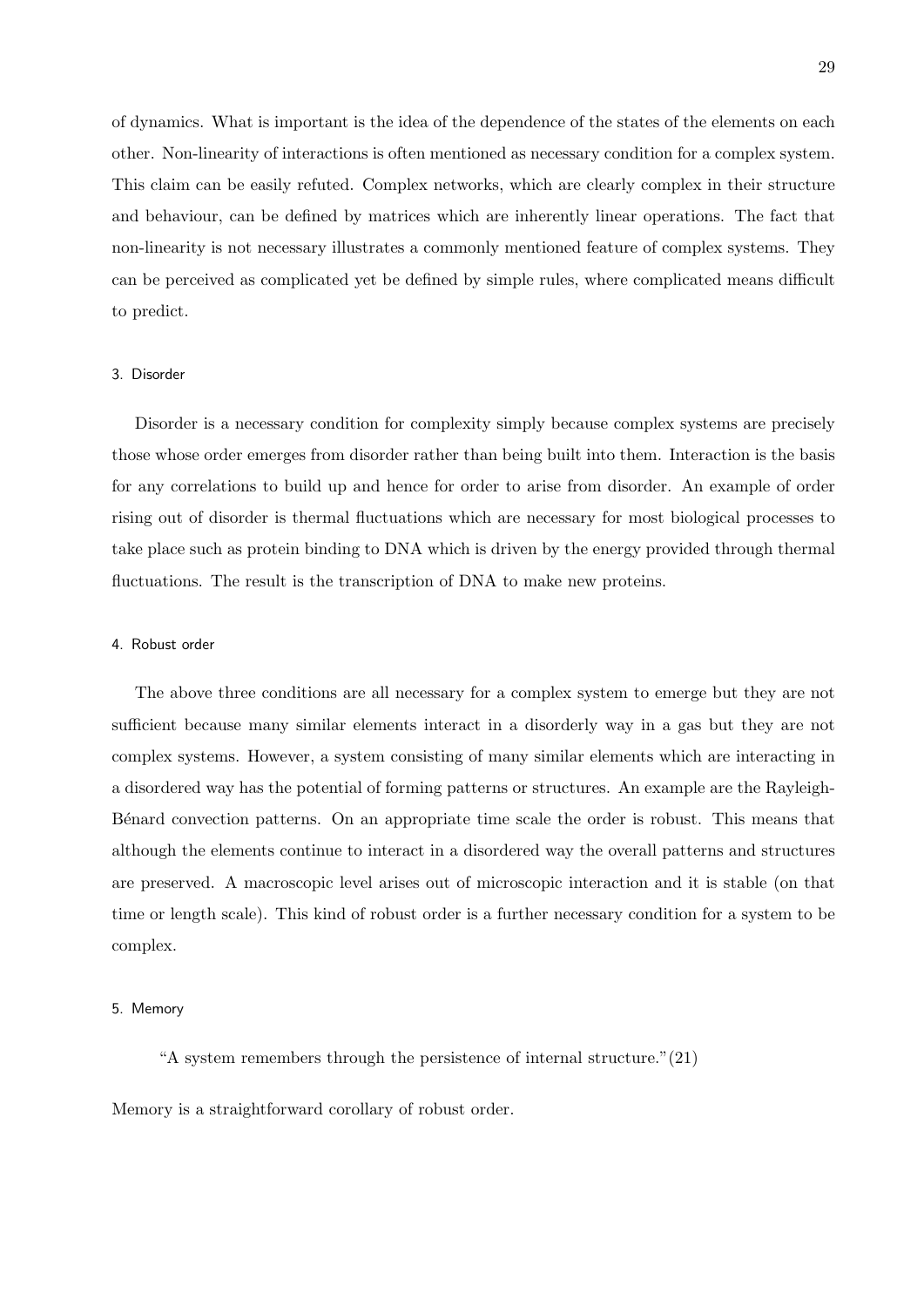of dynamics. What is important is the idea of the dependence of the states of the elements on each other. Non-linearity of interactions is often mentioned as necessary condition for a complex system. This claim can be easily refuted. Complex networks, which are clearly complex in their structure and behaviour, can be defined by matrices which are inherently linear operations. The fact that non-linearity is not necessary illustrates a commonly mentioned feature of complex systems. They can be perceived as complicated yet be defined by simple rules, where complicated means difficult to predict.

#### 3. Disorder

Disorder is a necessary condition for complexity simply because complex systems are precisely those whose order emerges from disorder rather than being built into them. Interaction is the basis for any correlations to build up and hence for order to arise from disorder. An example of order rising out of disorder is thermal fluctuations which are necessary for most biological processes to take place such as protein binding to DNA which is driven by the energy provided through thermal fluctuations. The result is the transcription of DNA to make new proteins.

#### 4. Robust order

The above three conditions are all necessary for a complex system to emerge but they are not sufficient because many similar elements interact in a disorderly way in a gas but they are not complex systems. However, a system consisting of many similar elements which are interacting in a disordered way has the potential of forming patterns or structures. An example are the Rayleigh-Bénard convection patterns. On an appropriate time scale the order is robust. This means that although the elements continue to interact in a disordered way the overall patterns and structures are preserved. A macroscopic level arises out of microscopic interaction and it is stable (on that time or length scale). This kind of robust order is a further necessary condition for a system to be complex.

#### 5. Memory

> "A system remembers through the persistence of internal structure."(21)

Memory is a straightforward corollary of robust order.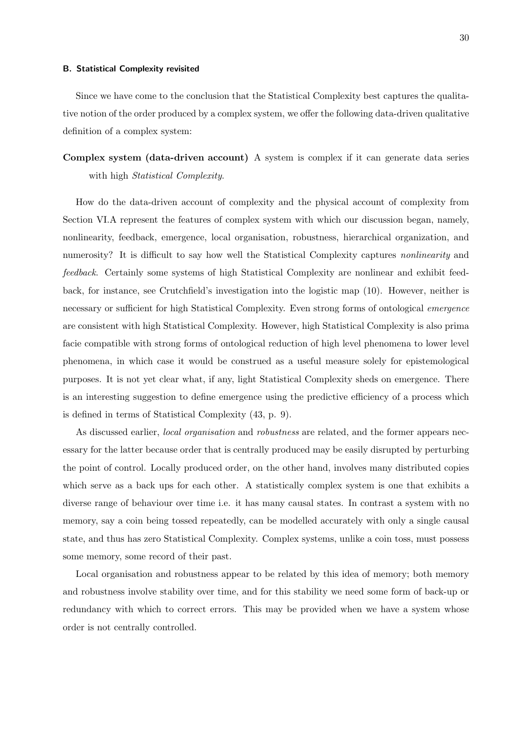### B. Statistical Complexity revisited

Since we have come to the conclusion that the Statistical Complexity best captures the qualitative notion of the order produced by a complex system, we offer the following data-driven qualitative definition of a complex system:

**Complex system (data-driven account)** A system is complex if it can generate data series with high *Statistical Complexity*.

How do the data-driven account of complexity and the physical account of complexity from Section VI.A represent the features of complex system with which our discussion began, namely, nonlinearity, feedback, emergence, local organisation, robustness, hierarchical organization, and numerosity? It is difficult to say how well the Statistical Complexity captures *nonlinearity* and *feedback*. Certainly some systems of high Statistical Complexity are nonlinear and exhibit feedback, for instance, see Crutchfield's investigation into the logistic map (10). However, neither is necessary or sufficient for high Statistical Complexity. Even strong forms of ontological *emergence* are consistent with high Statistical Complexity. However, high Statistical Complexity is also prima facie compatible with strong forms of ontological reduction of high level phenomena to lower level phenomena, in which case it would be construed as a useful measure solely for epistemological purposes. It is not yet clear what, if any, light Statistical Complexity sheds on emergence. There is an interesting suggestion to define emergence using the predictive efficiency of a process which is defined in terms of Statistical Complexity (43, p. 9).

As discussed earlier, *local organisation* and *robustness* are related, and the former appears necessary for the latter because order that is centrally produced may be easily disrupted by perturbing the point of control. Locally produced order, on the other hand, involves many distributed copies which serve as a back ups for each other. A statistically complex system is one that exhibits a diverse range of behaviour over time i.e. it has many causal states. In contrast a system with no memory, say a coin being tossed repeatedly, can be modelled accurately with only a single causal state, and thus has zero Statistical Complexity. Complex systems, unlike a coin toss, must possess some memory, some record of their past.

Local organisation and robustness appear to be related by this idea of memory; both memory and robustness involve stability over time, and for this stability we need some form of back-up or redundancy with which to correct errors. This may be provided when we have a system whose order is not centrally controlled.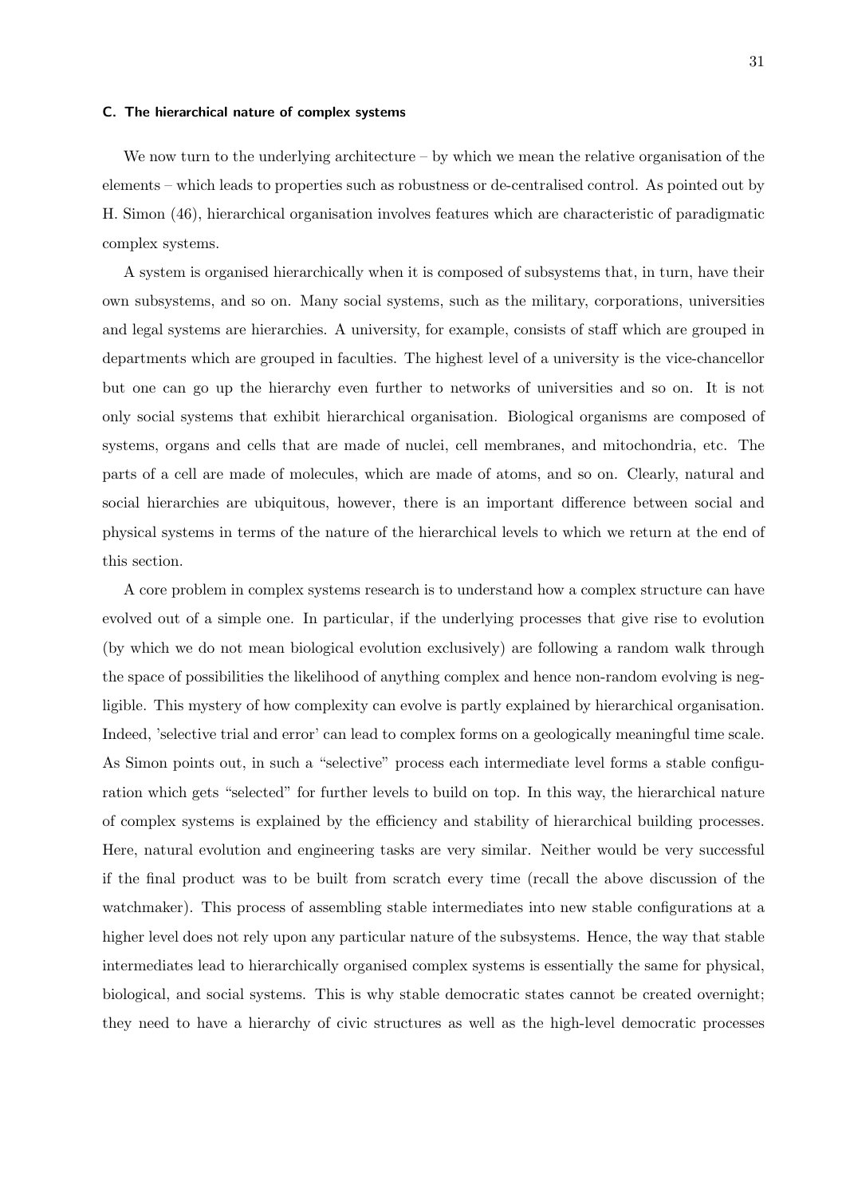### C. The hierarchical nature of complex systems

We now turn to the underlying architecture – by which we mean the relative organisation of the elements – which leads to properties such as robustness or de-centralised control. As pointed out by H. Simon (46), hierarchical organisation involves features which are characteristic of paradigmatic complex systems.

A system is organised hierarchically when it is composed of subsystems that, in turn, have their own subsystems, and so on. Many social systems, such as the military, corporations, universities and legal systems are hierarchies. A university, for example, consists of staff which are grouped in departments which are grouped in faculties. The highest level of a university is the vice-chancellor but one can go up the hierarchy even further to networks of universities and so on. It is not only social systems that exhibit hierarchical organisation. Biological organisms are composed of systems, organs and cells that are made of nuclei, cell membranes, and mitochondria, etc. The parts of a cell are made of molecules, which are made of atoms, and so on. Clearly, natural and social hierarchies are ubiquitous, however, there is an important difference between social and physical systems in terms of the nature of the hierarchical levels to which we return at the end of this section.

A core problem in complex systems research is to understand how a complex structure can have evolved out of a simple one. In particular, if the underlying processes that give rise to evolution (by which we do not mean biological evolution exclusively) are following a random walk through the space of possibilities the likelihood of anything complex and hence non-random evolving is negligible. This mystery of how complexity can evolve is partly explained by hierarchical organisation. Indeed, 'selective trial and error' can lead to complex forms on a geologically meaningful time scale. As Simon points out, in such a "selective" process each intermediate level forms a stable configuration which gets "selected" for further levels to build on top. In this way, the hierarchical nature of complex systems is explained by the efficiency and stability of hierarchical building processes. Here, natural evolution and engineering tasks are very similar. Neither would be very successful if the final product was to be built from scratch every time (recall the above discussion of the watchmaker). This process of assembling stable intermediates into new stable configurations at a higher level does not rely upon any particular nature of the subsystems. Hence, the way that stable intermediates lead to hierarchically organised complex systems is essentially the same for physical, biological, and social systems. This is why stable democratic states cannot be created overnight; they need to have a hierarchy of civic structures as well as the high-level democratic processes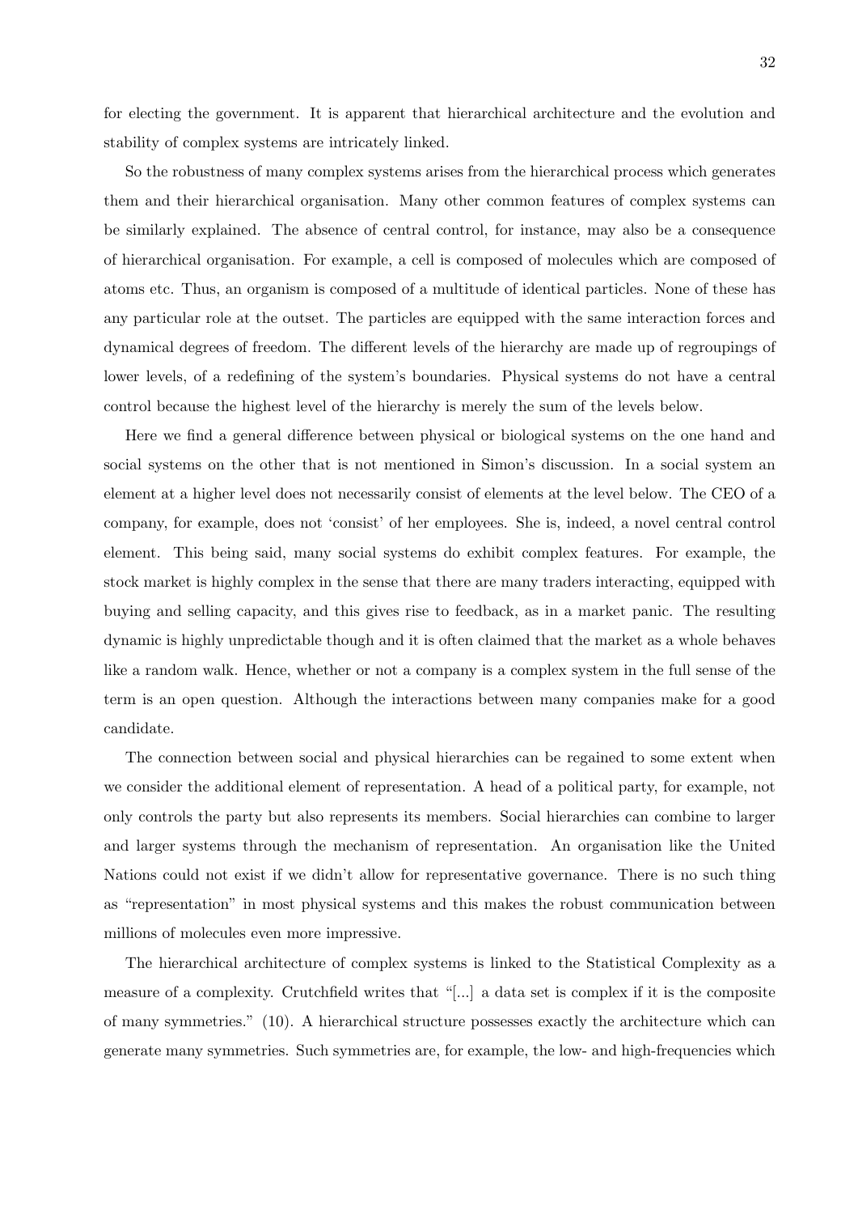for electing the government. It is apparent that hierarchical architecture and the evolution and stability of complex systems are intricately linked.

So the robustness of many complex systems arises from the hierarchical process which generates them and their hierarchical organisation. Many other common features of complex systems can be similarly explained. The absence of central control, for instance, may also be a consequence of hierarchical organisation. For example, a cell is composed of molecules which are composed of atoms etc. Thus, an organism is composed of a multitude of identical particles. None of these has any particular role at the outset. The particles are equipped with the same interaction forces and dynamical degrees of freedom. The different levels of the hierarchy are made up of regroupings of lower levels, of a redefining of the system's boundaries. Physical systems do not have a central control because the highest level of the hierarchy is merely the sum of the levels below.

Here we find a general difference between physical or biological systems on the one hand and social systems on the other that is not mentioned in Simon's discussion. In a social system an element at a higher level does not necessarily consist of elements at the level below. The CEO of a company, for example, does not 'consist' of her employees. She is, indeed, a novel central control element. This being said, many social systems do exhibit complex features. For example, the stock market is highly complex in the sense that there are many traders interacting, equipped with buying and selling capacity, and this gives rise to feedback, as in a market panic. The resulting dynamic is highly unpredictable though and it is often claimed that the market as a whole behaves like a random walk. Hence, whether or not a company is a complex system in the full sense of the term is an open question. Although the interactions between many companies make for a good candidate.

The connection between social and physical hierarchies can be regained to some extent when we consider the additional element of representation. A head of a political party, for example, not only controls the party but also represents its members. Social hierarchies can combine to larger and larger systems through the mechanism of representation. An organisation like the United Nations could not exist if we didn't allow for representative governance. There is no such thing as "representation" in most physical systems and this makes the robust communication between millions of molecules even more impressive.

The hierarchical architecture of complex systems is linked to the Statistical Complexity as a measure of a complexity. Crutchfield writes that "[...] a data set is complex if it is the composite of many symmetries." (10). A hierarchical structure possesses exactly the architecture which can generate many symmetries. Such symmetries are, for example, the low- and high-frequencies which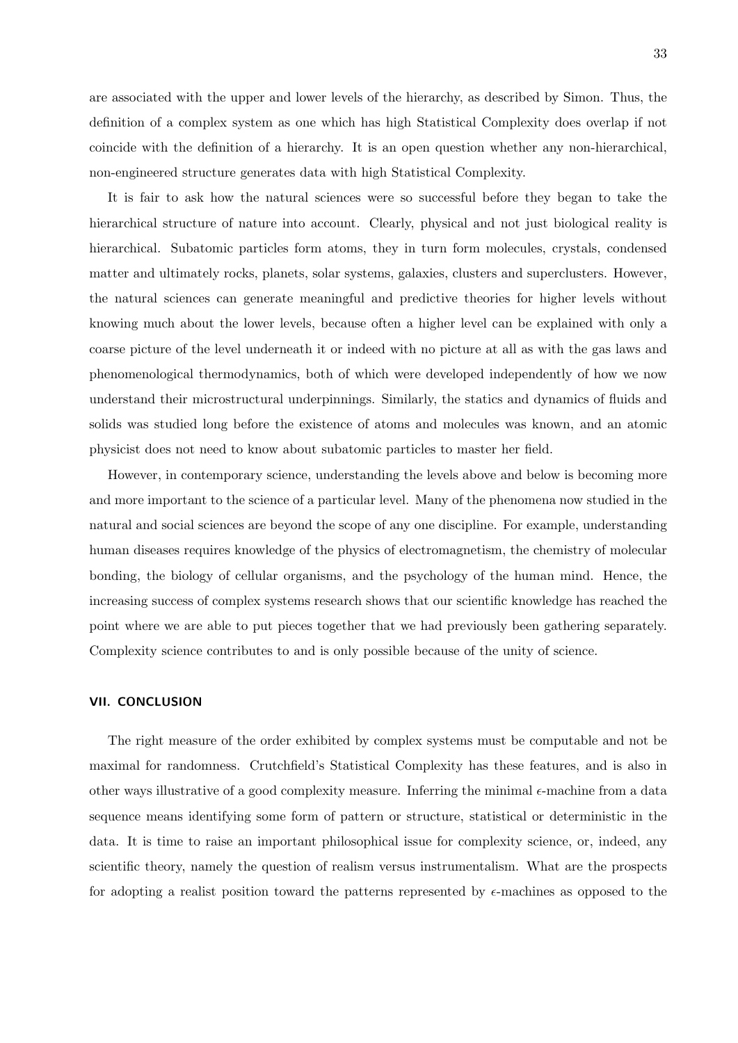are associated with the upper and lower levels of the hierarchy, as described by Simon. Thus, the definition of a complex system as one which has high Statistical Complexity does overlap if not coincide with the definition of a hierarchy. It is an open question whether any non-hierarchical, non-engineered structure generates data with high Statistical Complexity.

It is fair to ask how the natural sciences were so successful before they began to take the hierarchical structure of nature into account. Clearly, physical and not just biological reality is hierarchical. Subatomic particles form atoms, they in turn form molecules, crystals, condensed matter and ultimately rocks, planets, solar systems, galaxies, clusters and superclusters. However, the natural sciences can generate meaningful and predictive theories for higher levels without knowing much about the lower levels, because often a higher level can be explained with only a coarse picture of the level underneath it or indeed with no picture at all as with the gas laws and phenomenological thermodynamics, both of which were developed independently of how we now understand their microstructural underpinnings. Similarly, the statics and dynamics of fluids and solids was studied long before the existence of atoms and molecules was known, and an atomic physicist does not need to know about subatomic particles to master her field.

However, in contemporary science, understanding the levels above and below is becoming more and more important to the science of a particular level. Many of the phenomena now studied in the natural and social sciences are beyond the scope of any one discipline. For example, understanding human diseases requires knowledge of the physics of electromagnetism, the chemistry of molecular bonding, the biology of cellular organisms, and the psychology of the human mind. Hence, the increasing success of complex systems research shows that our scientific knowledge has reached the point where we are able to put pieces together that we had previously been gathering separately. Complexity science contributes to and is only possible because of the unity of science.

## VII. CONCLUSION

The right measure of the order exhibited by complex systems must be computable and not be maximal for randomness. Crutchfield's Statistical Complexity has these features, and is also in other ways illustrative of a good complexity measure. Inferring the minimal $\epsilon$-machine from a data sequence means identifying some form of pattern or structure, statistical or deterministic in the data. It is time to raise an important philosophical issue for complexity science, or, indeed, any scientific theory, namely the question of realism versus instrumentalism. What are the prospects for adopting a realist position toward the patterns represented by $\epsilon$-machines as opposed to the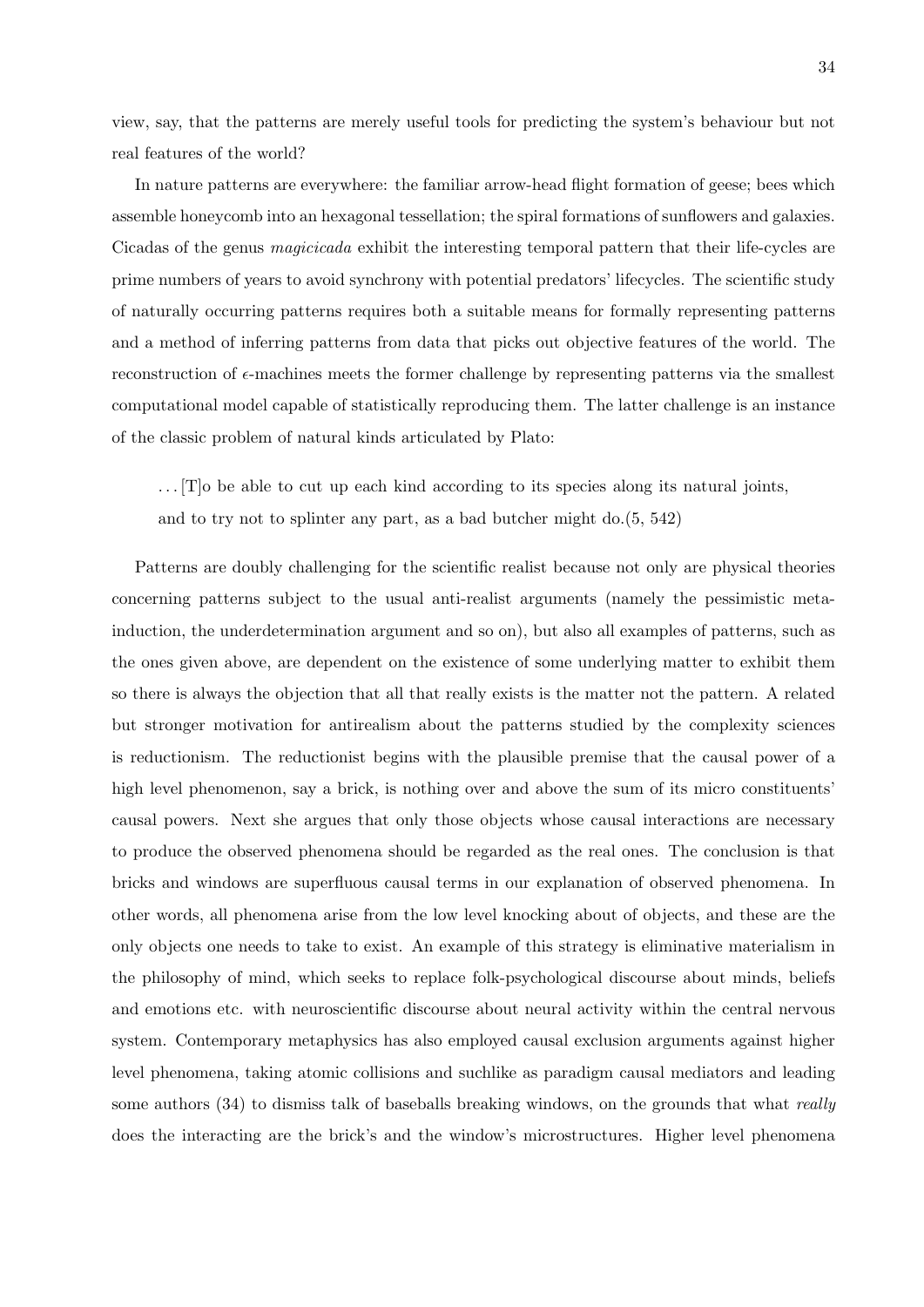view, say, that the patterns are merely useful tools for predicting the system's behaviour but not real features of the world?

In nature patterns are everywhere: the familiar arrow-head flight formation of geese; bees which assemble honeycomb into an hexagonal tessellation; the spiral formations of sunflowers and galaxies. Cicadas of the genus *magicicada* exhibit the interesting temporal pattern that their life-cycles are prime numbers of years to avoid synchrony with potential predators' lifecycles. The scientific study of naturally occurring patterns requires both a suitable means for formally representing patterns and a method of inferring patterns from data that picks out objective features of the world. The reconstruction of $\epsilon$-machines meets the former challenge by representing patterns via the smallest computational model capable of statistically reproducing them. The latter challenge is an instance of the classic problem of natural kinds articulated by Plato:

> ...[T]o be able to cut up each kind according to its species along its natural joints, and to try not to splinter any part, as a bad butcher might do.(5, 542)

Patterns are doubly challenging for the scientific realist because not only are physical theories concerning patterns subject to the usual anti-realist arguments (namely the pessimistic meta-induction, the underdetermination argument and so on), but also all examples of patterns, such as the ones given above, are dependent on the existence of some underlying matter to exhibit them so there is always the objection that all that really exists is the matter not the pattern. A related but stronger motivation for antirealism about the patterns studied by the complexity sciences is reductionism. The reductionist begins with the plausible premise that the causal power of a high level phenomenon, say a brick, is nothing over and above the sum of its micro constituents' causal powers. Next she argues that only those objects whose causal interactions are necessary to produce the observed phenomena should be regarded as the real ones. The conclusion is that bricks and windows are superfluous causal terms in our explanation of observed phenomena. In other words, all phenomena arise from the low level knocking about of objects, and these are the only objects one needs to take to exist. An example of this strategy is eliminative materialism in the philosophy of mind, which seeks to replace folk-psychological discourse about minds, beliefs and emotions etc. with neuroscientific discourse about neural activity within the central nervous system. Contemporary metaphysics has also employed causal exclusion arguments against higher level phenomena, taking atomic collisions and suchlike as paradigm causal mediators and leading some authors (34) to dismiss talk of baseballs breaking windows, on the grounds that what *really* does the interacting are the brick's and the window's microstructures. Higher level phenomena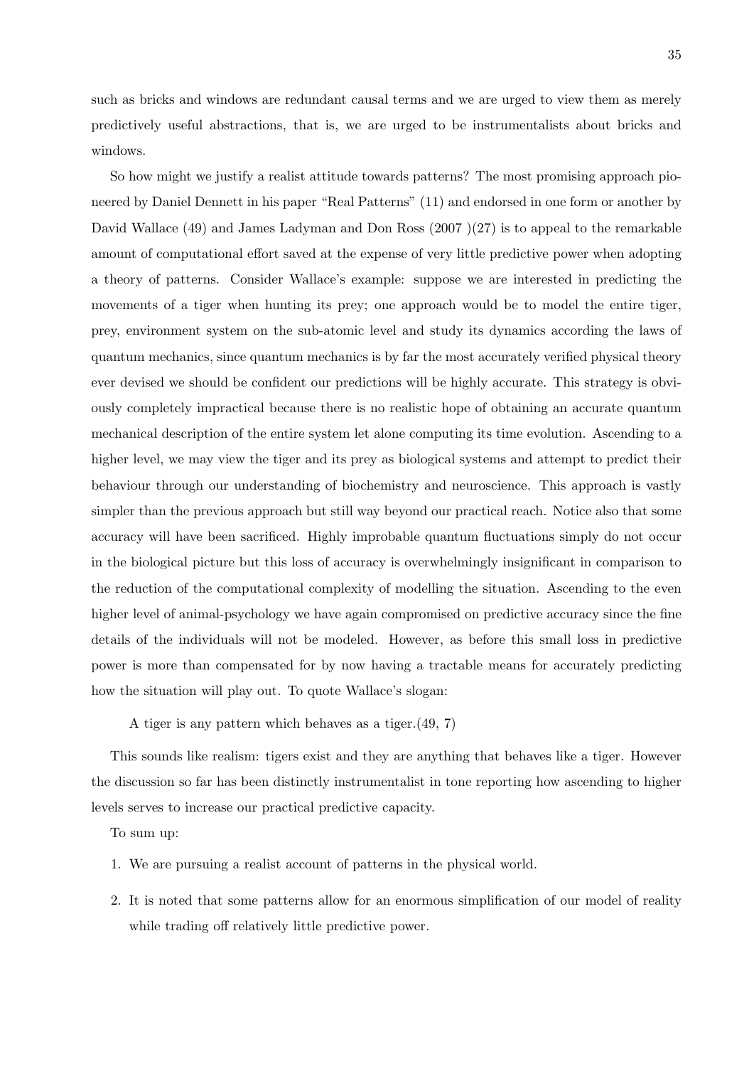such as bricks and windows are redundant causal terms and we are urged to view them as merely predictively useful abstractions, that is, we are urged to be instrumentalists about bricks and windows.

So how might we justify a realist attitude towards patterns? The most promising approach pioneered by Daniel Dennett in his paper "Real Patterns" (11) and endorsed in one form or another by David Wallace (49) and James Ladyman and Don Ross (2007 )(27) is to appeal to the remarkable amount of computational effort saved at the expense of very little predictive power when adopting a theory of patterns. Consider Wallace's example: suppose we are interested in predicting the movements of a tiger when hunting its prey; one approach would be to model the entire tiger, prey, environment system on the sub-atomic level and study its dynamics according the laws of quantum mechanics, since quantum mechanics is by far the most accurately verified physical theory ever devised we should be confident our predictions will be highly accurate. This strategy is obviously completely impractical because there is no realistic hope of obtaining an accurate quantum mechanical description of the entire system let alone computing its time evolution. Ascending to a higher level, we may view the tiger and its prey as biological systems and attempt to predict their behaviour through our understanding of biochemistry and neuroscience. This approach is vastly simpler than the previous approach but still way beyond our practical reach. Notice also that some accuracy will have been sacrificed. Highly improbable quantum fluctuations simply do not occur in the biological picture but this loss of accuracy is overwhelmingly insignificant in comparison to the reduction of the computational complexity of modelling the situation. Ascending to the even higher level of animal-psychology we have again compromised on predictive accuracy since the fine details of the individuals will not be modeled. However, as before this small loss in predictive power is more than compensated for by now having a tractable means for accurately predicting how the situation will play out. To quote Wallace's slogan:

> A tiger is any pattern which behaves as a tiger.(49, 7)

This sounds like realism: tigers exist and they are anything that behaves like a tiger. However the discussion so far has been distinctly instrumentalist in tone reporting how ascending to higher levels serves to increase our practical predictive capacity.

To sum up:

1. We are pursuing a realist account of patterns in the physical world.
2. It is noted that some patterns allow for an enormous simplification of our model of reality while trading off relatively little predictive power.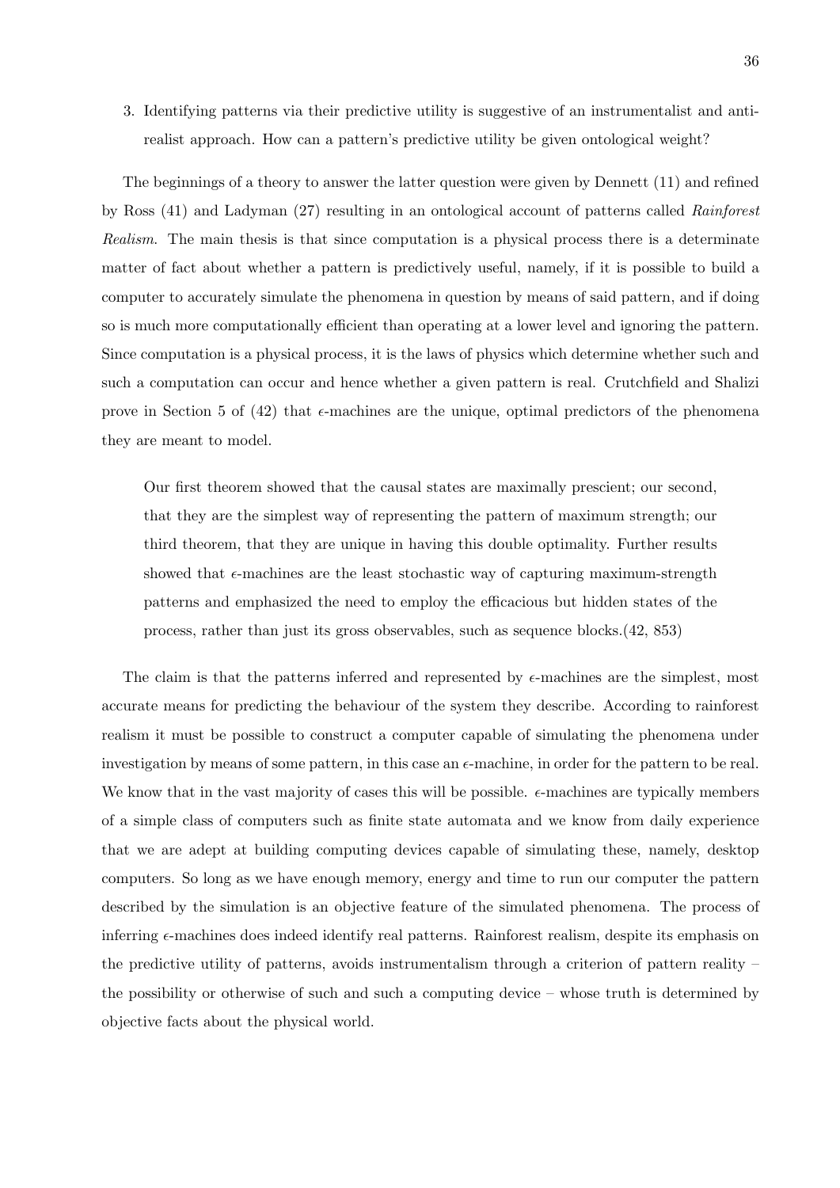3. Identifying patterns via their predictive utility is suggestive of an instrumentalist and anti-realist approach. How can a pattern's predictive utility be given ontological weight?

The beginnings of a theory to answer the latter question were given by Dennett (11) and refined by Ross (41) and Ladyman (27) resulting in an ontological account of patterns called *Rainforest Realism*. The main thesis is that since computation is a physical process there is a determinate matter of fact about whether a pattern is predictively useful, namely, if it is possible to build a computer to accurately simulate the phenomena in question by means of said pattern, and if doing so is much more computationally efficient than operating at a lower level and ignoring the pattern. Since computation is a physical process, it is the laws of physics which determine whether such and such a computation can occur and hence whether a given pattern is real. Crutchfield and Shalizi prove in Section 5 of (42) that $\epsilon$-machines are the unique, optimal predictors of the phenomena they are meant to model.

> Our first theorem showed that the causal states are maximally prescient; our second, that they are the simplest way of representing the pattern of maximum strength; our third theorem, that they are unique in having this double optimality. Further results showed that $\epsilon$-machines are the least stochastic way of capturing maximum-strength patterns and emphasized the need to employ the efficacious but hidden states of the process, rather than just its gross observables, such as sequence blocks.(42, 853)

The claim is that the patterns inferred and represented by $\epsilon$-machines are the simplest, most accurate means for predicting the behaviour of the system they describe. According to rainforest realism it must be possible to construct a computer capable of simulating the phenomena under investigation by means of some pattern, in this case an $\epsilon$-machine, in order for the pattern to be real. We know that in the vast majority of cases this will be possible. $\epsilon$-machines are typically members of a simple class of computers such as finite state automata and we know from daily experience that we are adept at building computing devices capable of simulating these, namely, desktop computers. So long as we have enough memory, energy and time to run our computer the pattern described by the simulation is an objective feature of the simulated phenomena. The process of inferring $\epsilon$-machines does indeed identify real patterns. Rainforest realism, despite its emphasis on the predictive utility of patterns, avoids instrumentalism through a criterion of pattern reality – the possibility or otherwise of such and such a computing device – whose truth is determined by objective facts about the physical world.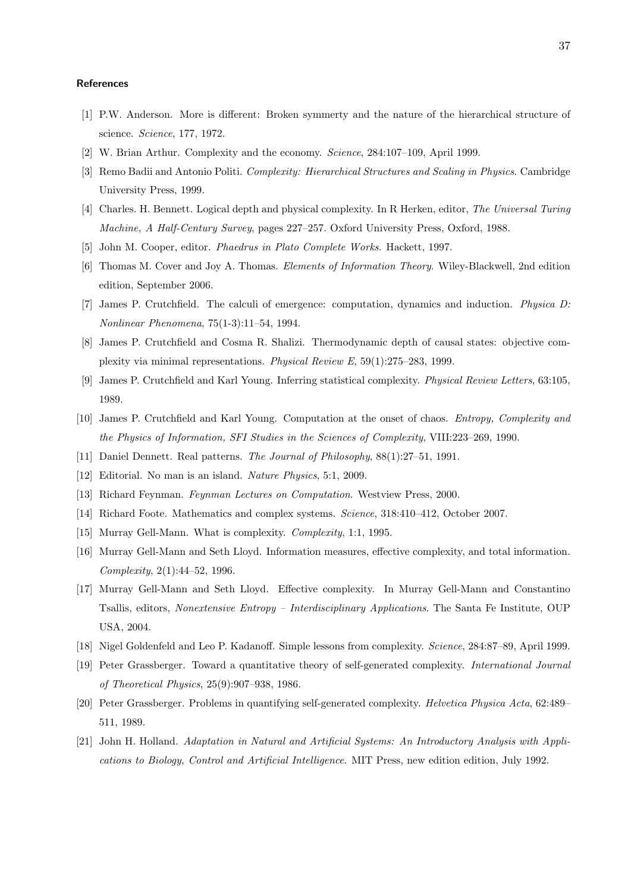## References

[1] P.W. Anderson. More is different: Broken symmerty and the nature of the hierarchical structure of science. *Science*, 177, 1972.

[2] W. Brian Arthur. Complexity and the economy. *Science*, 284:107–109, April 1999.

[3] Remo Badii and Antonio Politi. *Complexity: Hierarchical Structures and Scaling in Physics*. Cambridge University Press, 1999.

[4] Charles. H. Bennett. Logical depth and physical complexity. In R Herken, editor, *The Universal Turing Machine, A Half-Century Survey*, pages 227–257. Oxford University Press, Oxford, 1988.

[5] John M. Cooper, editor. *Phaedrus in Plato Complete Works*. Hackett, 1997.

[6] Thomas M. Cover and Joy A. Thomas. *Elements of Information Theory*. Wiley-Blackwell, 2nd edition edition, September 2006.

[7] James P. Crutchfield. The calculi of emergence: computation, dynamics and induction. *Physica D: Nonlinear Phenomena*, 75(1-3):11–54, 1994.

[8] James P. Crutchfield and Cosma R. Shalizi. Thermodynamic depth of causal states: objective complexity via minimal representations. *Physical Review E*, 59(1):275–283, 1999.

[9] James P. Crutchfield and Karl Young. Inferring statistical complexity. *Physical Review Letters*, 63:105, 1989.

[10] James P. Crutchfield and Karl Young. Computation at the onset of chaos. *Entropy, Complexity and the Physics of Information, SFI Studies in the Sciences of Complexity*, VIII:223–269, 1990.

[11] Daniel Dennett. Real patterns. *The Journal of Philosophy*, 88(1):27–51, 1991.

[12] Editorial. No man is an island. *Nature Physics*, 5:1, 2009.

[13] Richard Feynman. *Feynman Lectures on Computation*. Westview Press, 2000.

[14] Richard Foote. Mathematics and complex systems. *Science*, 318:410–412, October 2007.

[15] Murray Gell-Mann. What is complexity. *Complexity*, 1:1, 1995.

[16] Murray Gell-Mann and Seth Lloyd. Information measures, effective complexity, and total information. *Complexity*, 2(1):44–52, 1996.

[17] Murray Gell-Mann and Seth Lloyd. Effective complexity. In Murray Gell-Mann and Constantino Tsallis, editors, *Nonextensive Entropy – Interdisciplinary Applications*. The Santa Fe Institute, OUP USA, 2004.

[18] Nigel Goldenfeld and Leo P. Kadanoff. Simple lessons from complexity. *Science*, 284:87–89, April 1999.

[19] Peter Grassberger. Toward a quantitative theory of self-generated complexity. *International Journal of Theoretical Physics*, 25(9):907–938, 1986.

[20] Peter Grassberger. Problems in quantifying self-generated complexity. *Helvetica Physica Acta*, 62:489–511, 1989.

[21] John H. Holland. *Adaptation in Natural and Artificial Systems: An Introductory Analysis with Applications to Biology, Control and Artificial Intelligence*. MIT Press, new edition edition, July 1992.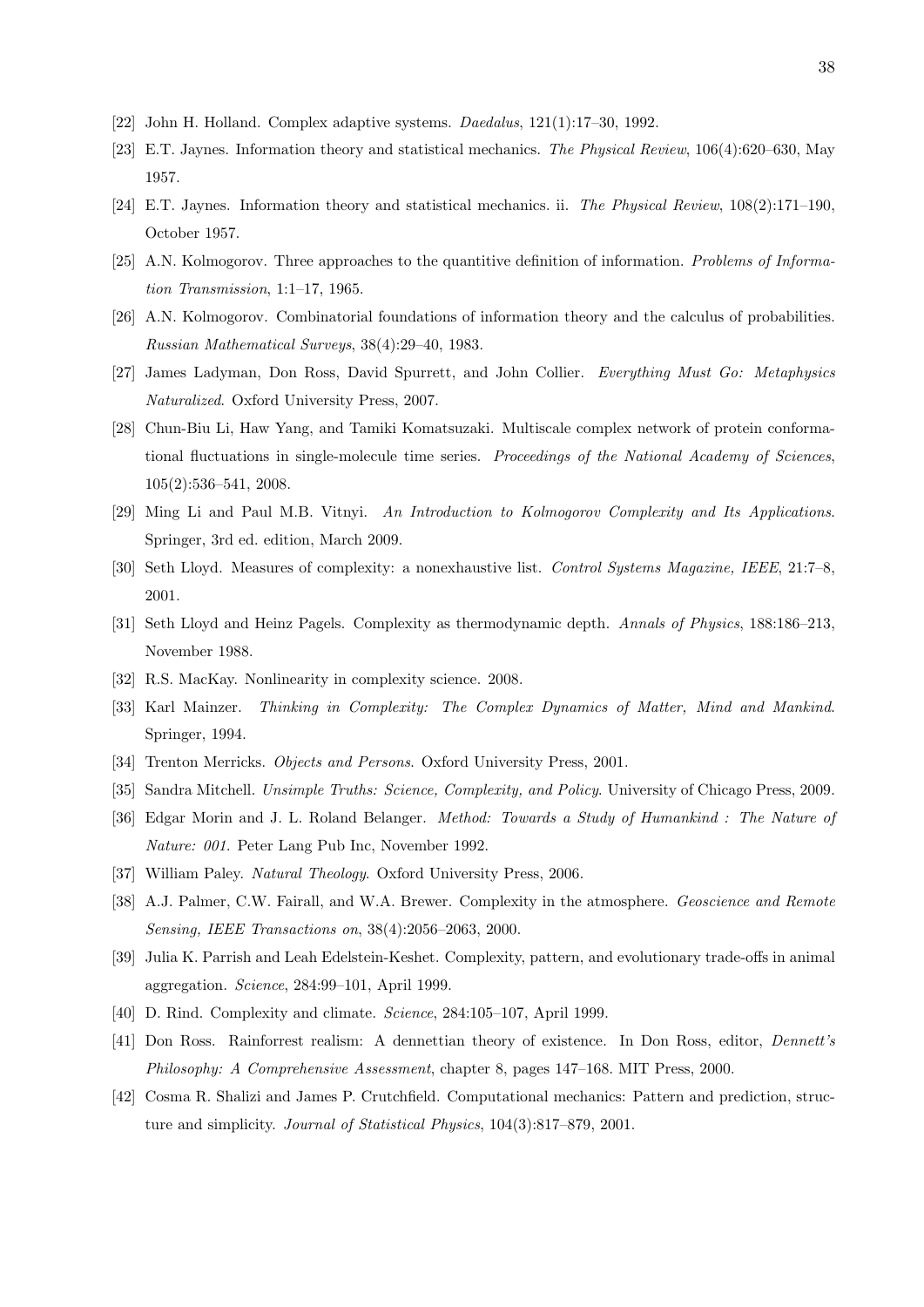[22] John H. Holland. Complex adaptive systems. *Daedalus*, 121(1):17–30, 1992.

[23] E.T. Jaynes. Information theory and statistical mechanics. *The Physical Review*, 106(4):620–630, May 1957.

[24] E.T. Jaynes. Information theory and statistical mechanics. ii. *The Physical Review*, 108(2):171–190, October 1957.

[25] A.N. Kolmogorov. Three approaches to the quantitive definition of information. *Problems of Information Transmission*, 1:1–17, 1965.

[26] A.N. Kolmogorov. Combinatorial foundations of information theory and the calculus of probabilities. *Russian Mathematical Surveys*, 38(4):29–40, 1983.

[27] James Ladyman, Don Ross, David Spurrett, and John Collier. *Everything Must Go: Metaphysics Naturalized*. Oxford University Press, 2007.

[28] Chun-Biu Li, Haw Yang, and Tamiki Komatsuzaki. Multiscale complex network of protein conformational fluctuations in single-molecule time series. *Proceedings of the National Academy of Sciences*, 105(2):536–541, 2008.

[29] Ming Li and Paul M.B. Vitnyi. *An Introduction to Kolmogorov Complexity and Its Applications*. Springer, 3rd ed. edition, March 2009.

[30] Seth Lloyd. Measures of complexity: a nonexhaustive list. *Control Systems Magazine, IEEE*, 21:7–8, 2001.

[31] Seth Lloyd and Heinz Pagels. Complexity as thermodynamic depth. *Annals of Physics*, 188:186–213, November 1988.

[32] R.S. MacKay. Nonlinearity in complexity science. 2008.

[33] Karl Mainzer. *Thinking in Complexity: The Complex Dynamics of Matter, Mind and Mankind*. Springer, 1994.

[34] Trenton Merricks. *Objects and Persons*. Oxford University Press, 2001.

[35] Sandra Mitchell. *Unsimple Truths: Science, Complexity, and Policy*. University of Chicago Press, 2009.

[36] Edgar Morin and J. L. Roland Belanger. *Method: Towards a Study of Humankind : The Nature of Nature: 001*. Peter Lang Pub Inc, November 1992.

[37] William Paley. *Natural Theology*. Oxford University Press, 2006.

[38] A.J. Palmer, C.W. Fairall, and W.A. Brewer. Complexity in the atmosphere. *Geoscience and Remote Sensing, IEEE Transactions on*, 38(4):2056–2063, 2000.

[39] Julia K. Parrish and Leah Edelstein-Keshet. Complexity, pattern, and evolutionary trade-offs in animal aggregation. *Science*, 284:99–101, April 1999.

[40] D. Rind. Complexity and climate. *Science*, 284:105–107, April 1999.

[41] Don Ross. Rainforrest realism: A dennettian theory of existence. In Don Ross, editor, *Dennett's Philosophy: A Comprehensive Assessment*, chapter 8, pages 147–168. MIT Press, 2000.

[42] Cosma R. Shalizi and James P. Crutchfield. Computational mechanics: Pattern and prediction, structure and simplicity. *Journal of Statistical Physics*, 104(3):817–879, 2001.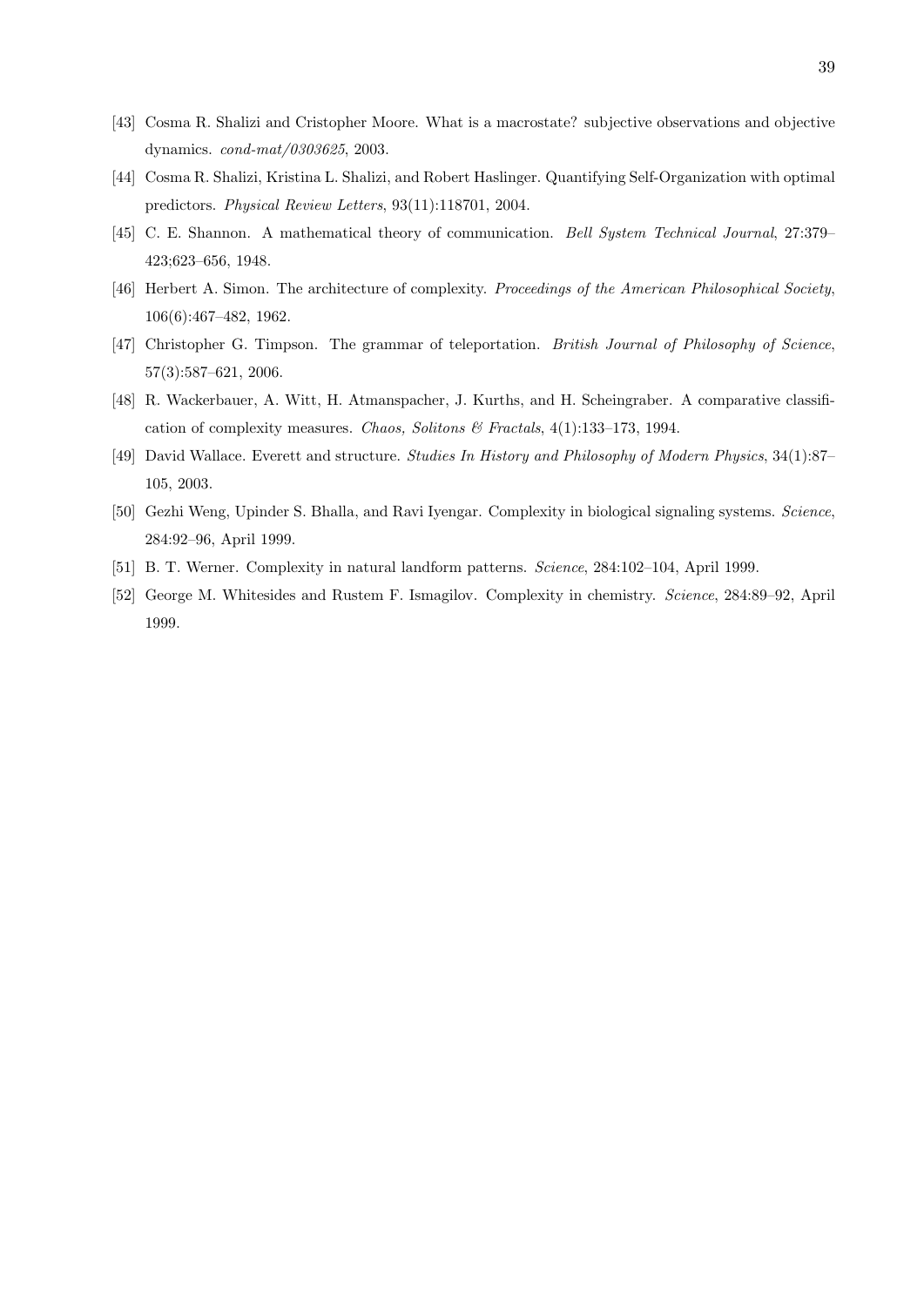[43] Cosma R. Shalizi and Cristopher Moore. What is a macrostate? subjective observations and objective dynamics. *cond-mat/0303625*, 2003.

[44] Cosma R. Shalizi, Kristina L. Shalizi, and Robert Haslinger. Quantifying Self-Organization with optimal predictors. *Physical Review Letters*, 93(11):118701, 2004.

[45] C. E. Shannon. A mathematical theory of communication. *Bell System Technical Journal*, 27:379–423;623–656, 1948.

[46] Herbert A. Simon. The architecture of complexity. *Proceedings of the American Philosophical Society*, 106(6):467–482, 1962.

[47] Christopher G. Timpson. The grammar of teleportation. *British Journal of Philosophy of Science*, 57(3):587–621, 2006.

[48] R. Wackerbauer, A. Witt, H. Atmanspacher, J. Kurths, and H. Scheingraber. A comparative classification of complexity measures. *Chaos, Solitons & Fractals*, 4(1):133–173, 1994.

[49] David Wallace. Everett and structure. *Studies In History and Philosophy of Modern Physics*, 34(1):87–105, 2003.

[50] Gezhi Weng, Upinder S. Bhalla, and Ravi Iyengar. Complexity in biological signaling systems. *Science*, 284:92–96, April 1999.

[51] B. T. Werner. Complexity in natural landform patterns. *Science*, 284:102–104, April 1999.

[52] George M. Whitesides and Rustem F. Ismagilov. Complexity in chemistry. *Science*, 284:89–92, April 1999.